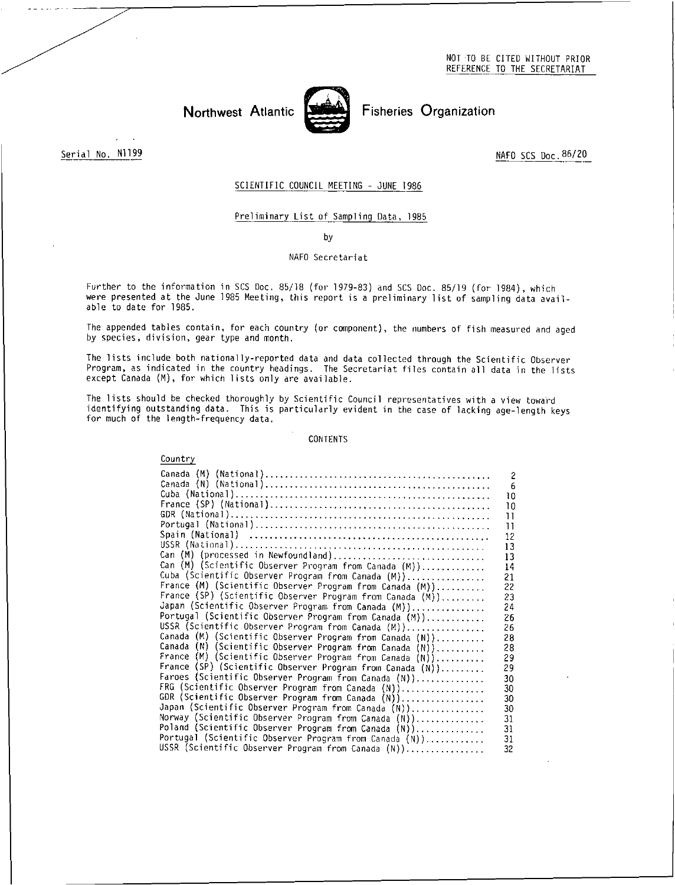NOT TO BE CITED WITHOUT PRIOR REFERENCE TO THE SECRETARIAT

# Northwest Atlantic Fisheries Organization

Serial No. N1199

NAFO SCS Doc. 86/20

## SCIENTIFIC COUNCIL MEETING - JUNE 1986

### Preliminary List of Sampling Data, 1985

by

NAFO Secretariat

Further to the information in SCS Doc. 85/18 (for 1979-83) and SCS Doc. 85/19 (for 1984), which were presented at the June 1985 Meeting, this report is a preliminary list of sampling data available to date for 1985.

The appended tables contain, for each country (or component), the numbers of fish measured and aged by species, division, gear type and month.

The lists include both nationally-reported data and data collected through the Scientific Observer Program, as indicated in the country headings. The Secretariat files contain all data in the lists except Canada (M), for which lists only are available.

The lists should be checked thoroughly by Scientific Council representatives with a view toward identifying outstanding data. This is particularly evident in the case of lacking age-length keys for much of the length-frequency data.

### CONTENTS

| Country | |
|---|---|
| Canada (M) (National) | 2 |
| Canada (N) (National) | 6 |
| Cuba (National) | 10 |
| France (SP) (National) | 10 |
| GDR (National) | 11 |
| Portugal (National) | 11 |
| Spain (National) | 12 |
| USSR (National) | 13 |
| Can (M) (processed in Newfoundland) | 13 |
| Can (M) (Scientific Observer Program from Canada (M)) | 14 |
| Cuba (Scientific Observer Program from Canada (M)) | 21 |
| France (M) (Scientific Observer Program from Canada (M)) | 22 |
| France (SP) (Scientific Observer Program from Canada (M)) | 23 |
| Japan (Scientific Observer Program from Canada (M)) | 24 |
| Portugal (Scientific Observer Program from Canada (M)) | 26 |
| USSR (Scientific Observer Program from Canada (M)) | 26 |
| Canada (M) (Scientific Observer Program from Canada (N)) | 28 |
| Canada (N) (Scientific Observer Program from Canada (N)) | 28 |
| France (M) (Scientific Observer Program from Canada (N)) | 29 |
| France (SP) (Scientific Observer Program from Canada (N)) | 29 |
| Faroes (Scientific Observer Program from Canada (N)) | 30 |
| FRG (Scientific Observer Program from Canada (N)) | 30 |
| GDR (Scientific Observer Program from Canada (N)) | 30 |
| Japan (Scientific Observer Program from Canada (N)) | 30 |
| Norway (Scientific Observer Program from Canada (N)) | 31 |
| Poland (Scientific Observer Program from Canada (N)) | 31 |
| Portugal (Scientific Observer Program from Canada (N)) | 31 |
| USSR (Scientific Observer Program from Canada (N)) | 32 |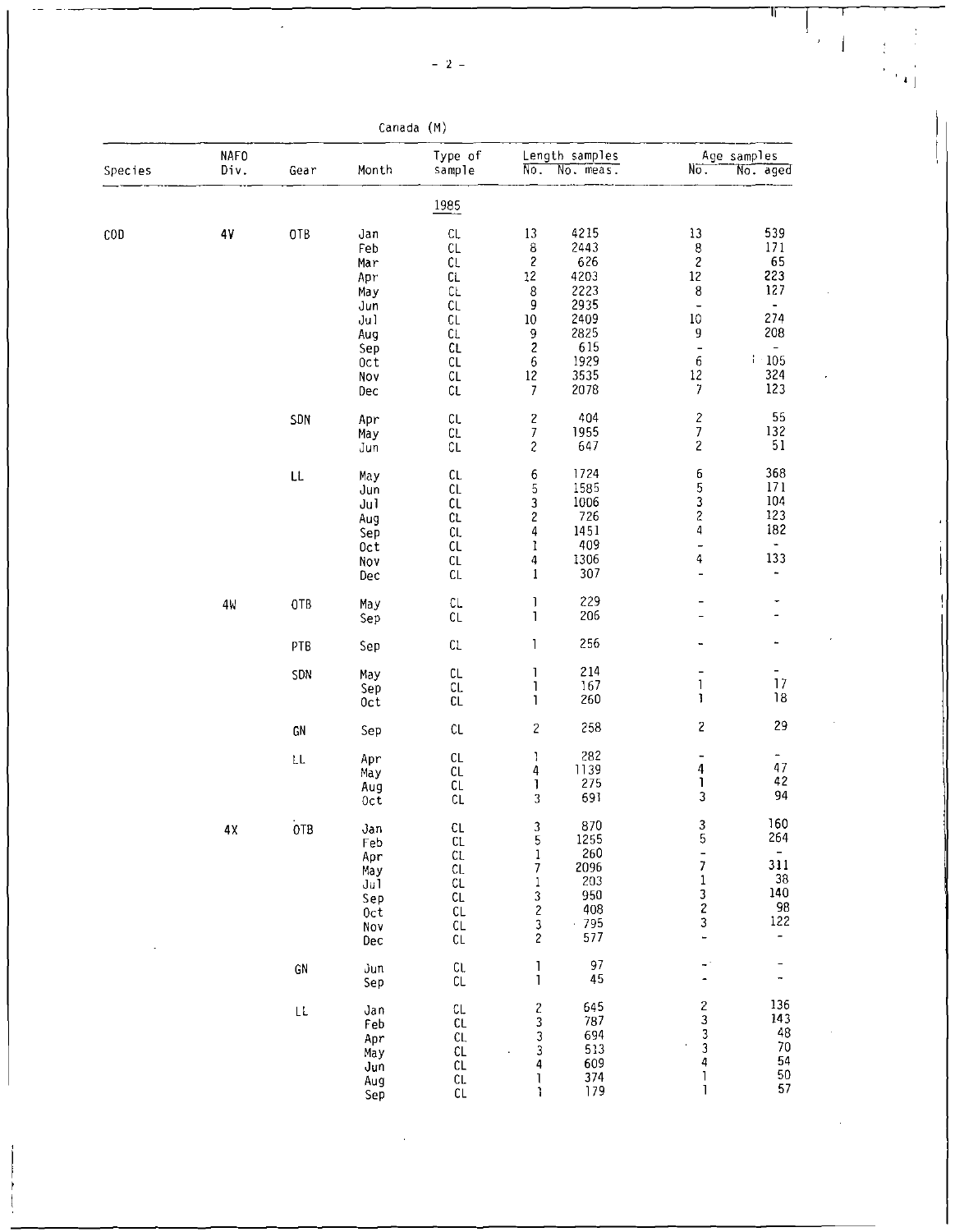Canada (M)

| Species | NAFO Div. | Gear | Month | Type of sample | Length samples No. | Length samples No. meas. | Age samples No. | Age samples No. aged |
|---|---|---|---|---|---|---|---|---|
| | | | | 1985 | | | | |
| COD | 4V | OTB | Jan | CL | 13 | 4215 | 13 | 539 |
| | | | Feb | CL | 8 | 2443 | 8 | 171 |
| | | | Mar | CL | 2 | 626 | 2 | 65 |
| | | | Apr | CL | 12 | 4203 | 12 | 223 |
| | | | May | CL | 8 | 2223 | 8 | 127 |
| | | | Jun | CL | 9 | 2935 | - | - |
| | | | Jul | CL | 10 | 2409 | 10 | 274 |
| | | | Aug | CL | 9 | 2825 | 9 | 208 |
| | | | Sep | CL | 2 | 615 | - | - |
| | | | Oct | CL | 6 | 1929 | 6 | 105 |
| | | | Nov | CL | 12 | 3535 | 12 | 324 |
| | | | Dec | CL | 7 | 2078 | 7 | 123 |
| | | SDN | Apr | CL | 2 | 404 | 2 | 55 |
| | | | May | CL | 7 | 1955 | 7 | 132 |
| | | | Jun | CL | 2 | 647 | 2 | 51 |
| | | LL | May | CL | 6 | 1724 | 6 | 368 |
| | | | Jun | CL | 5 | 1585 | 5 | 171 |
| | | | Jul | CL | 3 | 1006 | 3 | 104 |
| | | | Aug | CL | 2 | 726 | 2 | 123 |
| | | | Sep | CL | 4 | 1451 | 4 | 182 |
| | | | Oct | CL | 1 | 409 | - | - |
| | | | Nov | CL | 4 | 1306 | 4 | 133 |
| | | | Dec | CL | 1 | 307 | - | - |
| | 4W | OTB | May | CL | 1 | 229 | - | - |
| | | | Sep | CL | 1 | 206 | - | - |
| | | PTB | Sep | CL | 1 | 256 | - | - |
| | | SDN | May | CL | 1 | 214 | - | - |
| | | | Sep | CL | 1 | 167 | 1 | 17 |
| | | | Oct | CL | 1 | 260 | 1 | 18 |
| | | GN | Sep | CL | 2 | 258 | 2 | 29 |
| | | LL | Apr | CL | 1 | 282 | - | - |
| | | | May | CL | 4 | 1139 | 4 | 47 |
| | | | Aug | CL | 1 | 275 | 1 | 42 |
| | | | Oct | CL | 3 | 691 | 3 | 94 |
| | 4X | OTB | Jan | CL | 3 | 870 | 3 | 160 |
| | | | Feb | CL | 5 | 1255 | 5 | 264 |
| | | | Apr | CL | 1 | 260 | - | - |
| | | | May | CL | 7 | 2096 | 7 | 311 |
| | | | Jul | CL | 1 | 203 | 1 | 38 |
| | | | Sep | CL | 3 | 950 | 3 | 140 |
| | | | Oct | CL | 2 | 408 | 2 | 98 |
| | | | Nov | CL | 3 | 795 | 3 | 122 |
| | | | Dec | CL | 2 | 577 | - | - |
| | | GN | Jun | CL | 1 | 97 | - | - |
| | | | Sep | CL | 1 | 45 | - | - |
| | | LL | Jan | CL | 2 | 645 | 2 | 136 |
| | | | Feb | CL | 3 | 787 | 3 | 143 |
| | | | Apr | CL | 3 | 694 | 3 | 48 |
| | | | May | CL | 3 | 513 | 3 | 70 |
| | | | Jun | CL | 4 | 609 | 4 | 54 |
| | | | Aug | CL | 1 | 374 | 1 | 50 |
| | | | Sep | CL | 1 | 179 | 1 | 57 |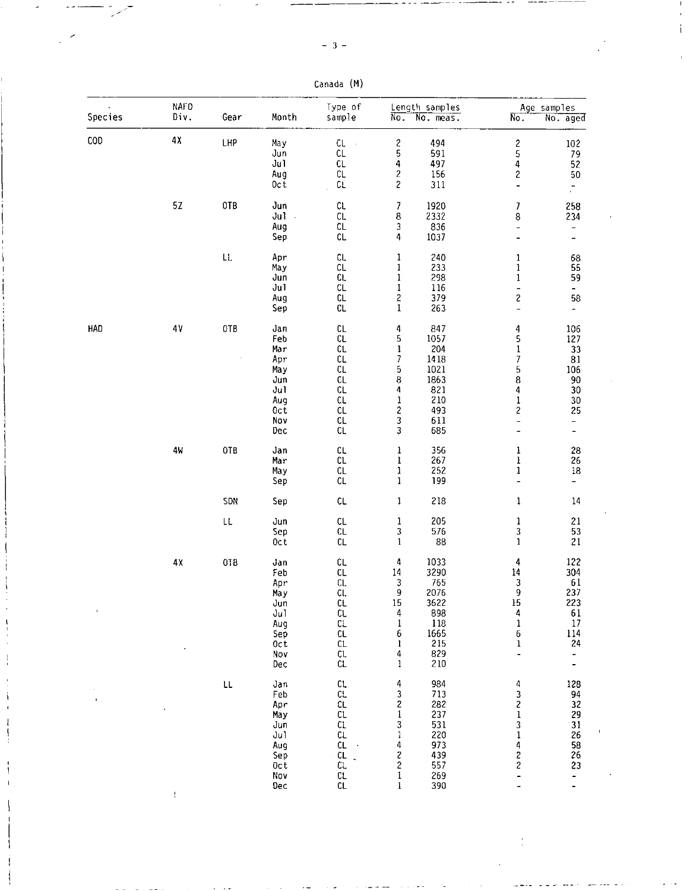Canada (M)

| Species | NAFO Div. | Gear | Month | Type of sample | Length samples No. | Length samples No. meas. | Age samples No. | Age samples No. aged |
|---|---|---|---|---|---|---|---|---|
| COD | 4X | LHP | May | CL | 2 | 494 | 2 | 102 |
| | | | Jun | CL | 5 | 591 | 5 | 79 |
| | | | Jul | CL | 4 | 497 | 4 | 52 |
| | | | Aug | CL | 2 | 156 | 2 | 50 |
| | | | Oct | CL | 2 | 311 | - | - |
| | 5Z | OTB | Jun | CL | 7 | 1920 | 7 | 258 |
| | | | Jul | CL | 8 | 2332 | 8 | 234 |
| | | | Aug | CL | 3 | 836 | - | - |
| | | | Sep | CL | 4 | 1037 | - | - |
| | | LL | Apr | CL | 1 | 240 | 1 | 68 |
| | | | May | CL | 1 | 233 | 1 | 55 |
| | | | Jun | CL | 1 | 298 | 1 | 59 |
| | | | Jul | CL | 1 | 116 | - | - |
| | | | Aug | CL | 2 | 379 | 2 | 58 |
| | | | Sep | CL | 1 | 263 | - | - |
| HAD | 4V | OTB | Jan | CL | 4 | 847 | 4 | 106 |
| | | | Feb | CL | 5 | 1057 | 5 | 127 |
| | | | Mar | CL | 1 | 204 | 1 | 33 |
| | | | Apr | CL | 7 | 1418 | 7 | 81 |
| | | | May | CL | 5 | 1021 | 5 | 106 |
| | | | Jun | CL | 8 | 1863 | 8 | 90 |
| | | | Jul | CL | 4 | 821 | 4 | 30 |
| | | | Aug | CL | 1 | 210 | 1 | 30 |
| | | | Oct | CL | 2 | 493 | 2 | 25 |
| | | | Nov | CL | 3 | 611 | - | - |
| | | | Dec | CL | 3 | 685 | - | - |
| | 4W | OTB | Jan | CL | 1 | 356 | 1 | 28 |
| | | | Mar | CL | 1 | 267 | 1 | 26 |
| | | | May | CL | 1 | 252 | 1 | 18 |
| | | | Sep | CL | 1 | 199 | - | - |
| | | SDN | Sep | CL | 1 | 218 | 1 | 14 |
| | | LL | Jun | CL | 1 | 205 | 1 | 21 |
| | | | Sep | CL | 3 | 576 | 3 | 53 |
| | | | Oct | CL | 1 | 88 | 1 | 21 |
| | 4X | OTB | Jan | CL | 4 | 1033 | 4 | 122 |
| | | | Feb | CL | 14 | 3290 | 14 | 304 |
| | | | Apr | CL | 3 | 765 | 3 | 61 |
| | | | May | CL | 9 | 2076 | 9 | 237 |
| | | | Jun | CL | 15 | 3622 | 15 | 223 |
| | | | Jul | CL | 4 | 898 | 4 | 61 |
| | | | Aug | CL | 1 | 118 | 1 | 17 |
| | | | Sep | CL | 6 | 1665 | 6 | 114 |
| | | | Oct | CL | 1 | 215 | 1 | 24 |
| | | | Nov | CL | 4 | 829 | - | - |
| | | | Dec | CL | 1 | 210 | - | - |
| | | LL | Jan | CL | 4 | 984 | 4 | 128 |
| | | | Feb | CL | 3 | 713 | 3 | 94 |
| | | | Apr | CL | 2 | 282 | 2 | 32 |
| | | | May | CL | 1 | 237 | 1 | 29 |
| | | | Jun | CL | 3 | 531 | 3 | 31 |
| | | | Jul | CL | 1 | 220 | 1 | 26 |
| | | | Aug | CL | 4 | 973 | 4 | 58 |
| | | | Sep | CL | 2 | 439 | 2 | 26 |
| | | | Oct | CL | 2 | 557 | 2 | 23 |
| | | | Nov | CL | 1 | 269 | - | - |
| | | | Dec | CL | 1 | 390 | - | - |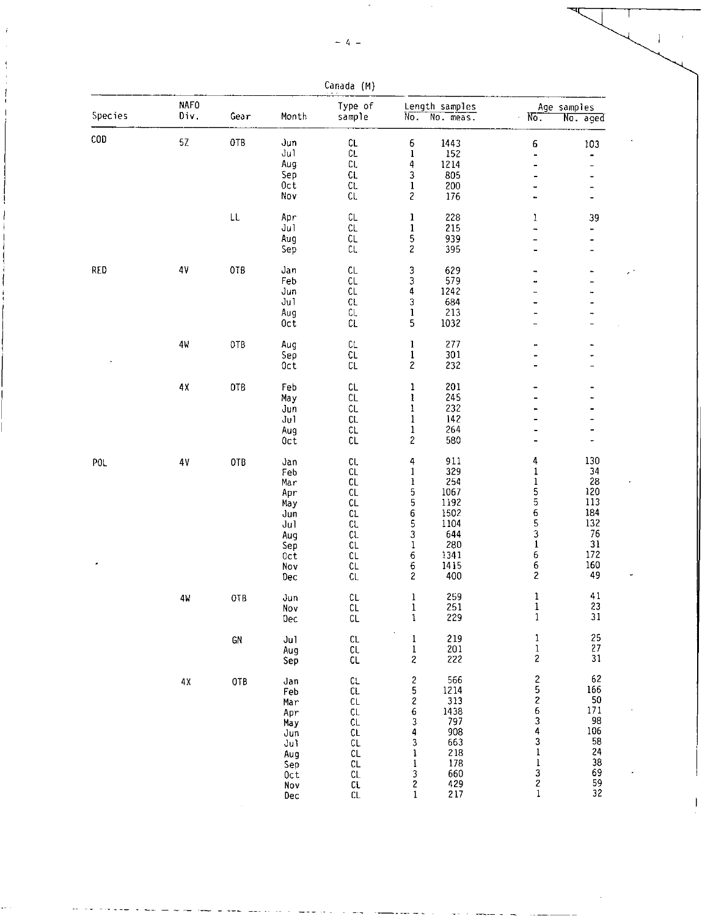Canada (M)

| Species | NAFO Div. | Gear | Month | Type of sample | Length samples | | Age samples | |
|---|---|---|---|---|---|---|---|---|
| | | | | | No. | No. meas. | No. | No. aged |
| COD | 5Z | OTB | Jun | CL | 6 | 1443 | 6 | 103 |
| | | | Jul | CL | 1 | 152 | - | - |
| | | | Aug | CL | 4 | 1214 | - | - |
| | | | Sep | CL | 3 | 805 | - | - |
| | | | Oct | CL | 1 | 200 | - | - |
| | | | Nov | CL | 2 | 176 | - | - |
| | | LL | Apr | CL | 1 | 228 | 1 | 39 |
| | | | Jul | CL | 1 | 215 | - | - |
| | | | Aug | CL | 5 | 939 | - | - |
| | | | Sep | CL | 2 | 395 | - | - |
| RED | 4V | OTB | Jan | CL | 3 | 629 | - | - |
| | | | Feb | CL | 3 | 579 | - | - |
| | | | Jun | CL | 4 | 1242 | - | - |
| | | | Jul | CL | 3 | 684 | - | - |
| | | | Aug | CL | 1 | 213 | - | - |
| | | | Oct | CL | 5 | 1032 | - | - |
| | 4W | OTB | Aug | CL | 1 | 277 | - | - |
| | | | Sep | CL | 1 | 301 | - | - |
| | | | Oct | CL | 2 | 232 | - | - |
| | 4X | OTB | Feb | CL | 1 | 201 | - | - |
| | | | May | CL | 1 | 245 | - | - |
| | | | Jun | CL | 1 | 232 | - | - |
| | | | Jul | CL | 1 | 142 | - | - |
| | | | Aug | CL | 1 | 264 | - | - |
| | | | Oct | CL | 2 | 580 | - | - |
| POL | 4V | OTB | Jan | CL | 4 | 911 | 4 | 130 |
| | | | Feb | CL | 1 | 329 | 1 | 34 |
| | | | Mar | CL | 1 | 254 | 1 | 28 |
| | | | Apr | CL | 5 | 1067 | 5 | 120 |
| | | | May | CL | 5 | 1192 | 5 | 113 |
| | | | Jun | CL | 6 | 1502 | 6 | 184 |
| | | | Jul | CL | 5 | 1104 | 5 | 132 |
| | | | Aug | CL | 3 | 644 | 3 | 76 |
| | | | Sep | CL | 1 | 280 | 1 | 31 |
| | | | Oct | CL | 6 | 1341 | 6 | 172 |
| | | | Nov | CL | 6 | 1415 | 6 | 160 |
| | | | Dec | CL | 2 | 400 | 2 | 49 |
| | 4W | OTB | Jun | CL | 1 | 259 | 1 | 41 |
| | | | Nov | CL | 1 | 251 | 1 | 23 |
| | | | Dec | CL | 1 | 229 | 1 | 31 |
| | | GN | Jul | CL | 1 | 219 | 1 | 25 |
| | | | Aug | CL | 1 | 201 | 1 | 27 |
| | | | Sep | CL | 2 | 222 | 2 | 31 |
| | 4X | OTB | Jan | CL | 2 | 566 | 2 | 62 |
| | | | Feb | CL | 5 | 1214 | 5 | 166 |
| | | | Mar | CL | 2 | 313 | 2 | 50 |
| | | | Apr | CL | 6 | 1438 | 6 | 171 |
| | | | May | CL | 3 | 797 | 3 | 98 |
| | | | Jun | CL | 4 | 908 | 4 | 106 |
| | | | Jul | CL | 3 | 663 | 3 | 58 |
| | | | Aug | CL | 1 | 218 | 1 | 24 |
| | | | Sep | CL | 1 | 178 | 1 | 38 |
| | | | Oct | CL | 3 | 660 | 3 | 69 |
| | | | Nov | CL | 2 | 429 | 2 | 59 |
| | | | Dec | CL | 1 | 217 | 1 | 32 |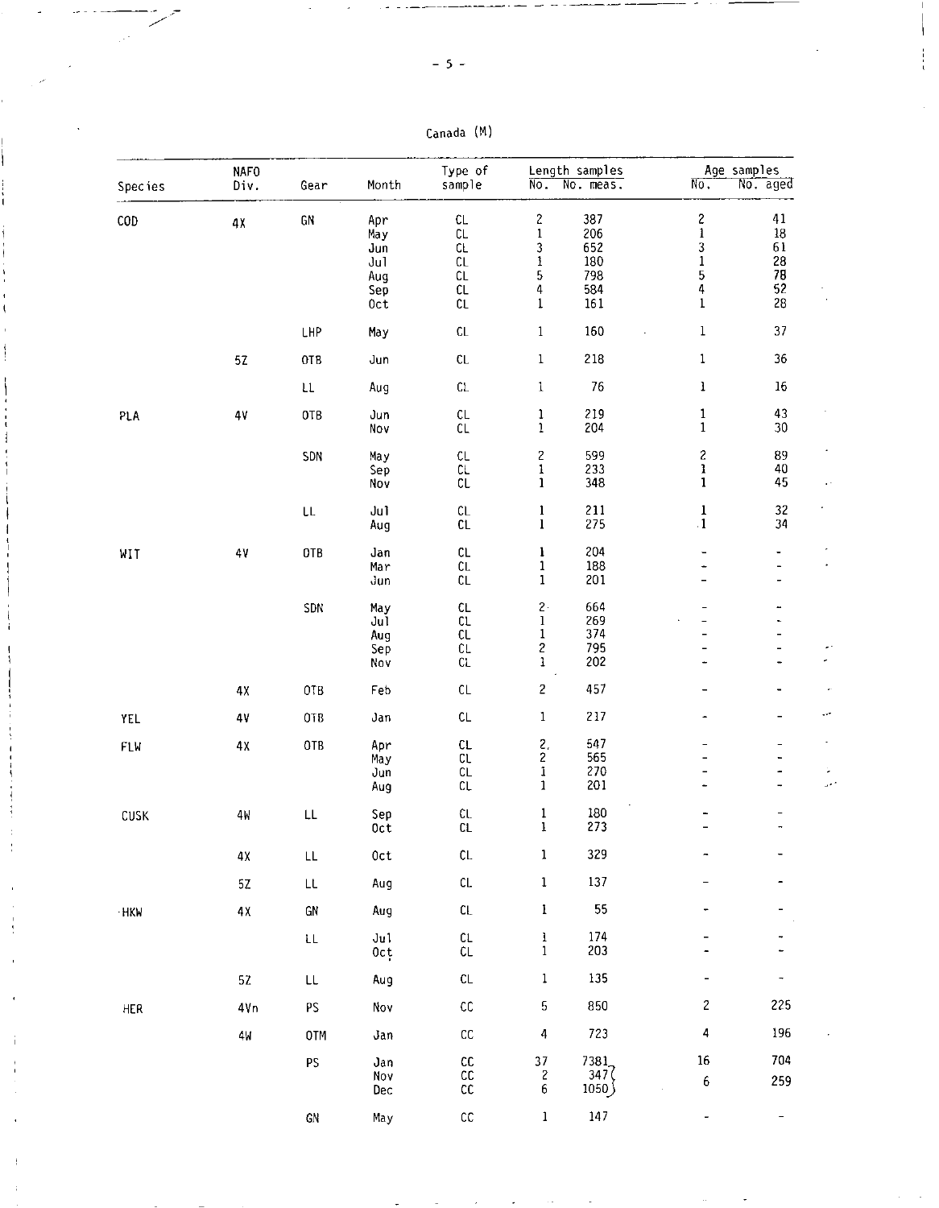Canada (M)

| Species | NAFO Div. | Gear | Month | Type of sample | Length samples No. | Length samples No. meas. | Age samples No. | Age samples No. aged |
|---|---|---|---|---|---|---|---|---|
| COD | 4X | GN | Apr | CL | 2 | 387 | 2 | 41 |
| | | | May | CL | 1 | 206 | 1 | 18 |
| | | | Jun | CL | 3 | 652 | 3 | 61 |
| | | | Jul | CL | 1 | 180 | 1 | 28 |
| | | | Aug | CL | 5 | 798 | 5 | 78 |
| | | | Sep | CL | 4 | 584 | 4 | 52 |
| | | | Oct | CL | 1 | 161 | 1 | 28 |
| | | LHP | May | CL | 1 | 160 | 1 | 37 |
| | 5Z | OTB | Jun | CL | 1 | 218 | 1 | 36 |
| | | LL | Aug | CL | 1 | 76 | 1 | 16 |
| PLA | 4V | OTB | Jun | CL | 1 | 219 | 1 | 43 |
| | | | Nov | CL | 1 | 204 | 1 | 30 |
| | | SDN | May | CL | 2 | 599 | 2 | 89 |
| | | | Sep | CL | 1 | 233 | 1 | 40 |
| | | | Nov | CL | 1 | 348 | 1 | 45 |
| | | LL | Jul | CL | 1 | 211 | 1 | 32 |
| | | | Aug | CL | 1 | 275 | 1 | 34 |
| WIT | 4V | OTB | Jan | CL | 1 | 204 | - | - |
| | | | Mar | CL | 1 | 188 | - | - |
| | | | Jun | CL | 1 | 201 | - | - |
| | | SDN | May | CL | 2 | 664 | - | - |
| | | | Jul | CL | 1 | 269 | - | - |
| | | | Aug | CL | 1 | 374 | - | - |
| | | | Sep | CL | 2 | 795 | - | - |
| | | | Nov | CL | 1 | 202 | - | - |
| | 4X | OTB | Feb | CL | 2 | 457 | - | - |
| YEL | 4V | OTB | Jan | CL | 1 | 217 | - | - |
| FLW | 4X | OTB | Apr | CL | 2 | 547 | - | - |
| | | | May | CL | 2 | 565 | - | - |
| | | | Jun | CL | 1 | 270 | - | - |
| | | | Aug | CL | 1 | 201 | - | - |
| CUSK | 4W | LL | Sep | CL | 1 | 180 | - | - |
| | | | Oct | CL | 1 | 273 | - | - |
| | 4X | LL | Oct | CL | 1 | 329 | - | - |
| | 5Z | LL | Aug | CL | 1 | 137 | - | - |
| HKW | 4X | GN | Aug | CL | 1 | 55 | - | - |
| | | LL | Jul | CL | 1 | 174 | - | - |
| | | | Oct | CL | 1 | 203 | - | - |
| | 5Z | LL | Aug | CL | 1 | 135 | - | - |
| HER | 4Vn | PS | Nov | CC | 5 | 850 | 2 | 225 |
| | 4W | OTM | Jan | CC | 4 | 723 | 4 | 196 |
| | | PS | Jan | CC | 37 | 7381 | 16 | 704 |
| | | | Nov | CC | 2 | 347 } | 6 | 259 |
| | | | Dec | CC | 6 | 1050 } | | |
| | | GN | May | CC | 1 | 147 | - | - |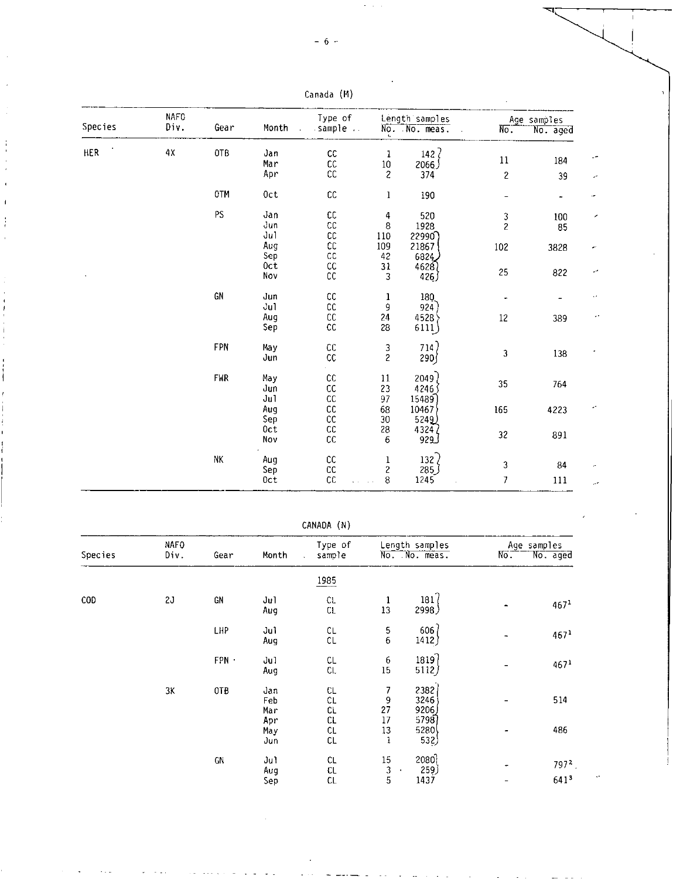Canada (M)

| Species | NAFO Div. | Gear | Month | Type of sample | Length samples No. | Length samples No. meas. | Age samples No. | Age samples No. aged |
|---|---|---|---|---|---|---|---|---|
| HER | 4X | OTB | Jan | CC | 1 | 142 | 11 | 184 |
| | | | Mar | CC | 10 | 2066 | | |
| | | | Apr | CC | 2 | 374 | 2 | 39 |
| | | OTM | Oct | CC | 1 | 190 | - | - |
| | | PS | Jan | CC | 4 | 520 | 3 | 100 |
| | | | Jun | CC | 8 | 1928 | 2 | 85 |
| | | | Jul | CC | 110 | 22990 | | |
| | | | Aug | CC | 109 | 21867 | 102 | 3828 |
| | | | Sep | CC | 42 | 6824 | | |
| | | | Oct | CC | 31 | 4628 | 25 | 822 |
| | | | Nov | CC | 3 | 426 | | |
| | | GN | Jun | CC | 1 | 180 | - | - |
| | | | Jul | CC | 9 | 924 | | |
| | | | Aug | CC | 24 | 4528 | 12 | 389 |
| | | | Sep | CC | 28 | 6111 | | |
| | | FPN | May | CC | 3 | 714 | 3 | 138 |
| | | | Jun | CC | 2 | 290 | | |
| | | FWR | May | CC | 11 | 2049 | 35 | 764 |
| | | | Jun | CC | 23 | 4246 | | |
| | | | Jul | CC | 97 | 15489 | | |
| | | | Aug | CC | 68 | 10467 | 165 | 4223 |
| | | | Sep | CC | 30 | 5249 | | |
| | | | Oct | CC | 28 | 4324 | 32 | 891 |
| | | | Nov | CC | 6 | 929 | | |
| | | NK | Aug | CC | 1 | 132 | 3 | 84 |
| | | | Sep | CC | 2 | 285 | | |
| | | | Oct | CC | 8 | 1245 | 7 | 111 |

CANADA (N)

| Species | NAFO Div. | Gear | Month | Type of sample | Length samples No. | Length samples No. meas. | Age samples No. | Age samples No. aged |
|---|---|---|---|---|---|---|---|---|
| | | | | 1985 | | | | |
| COD | 2J | GN | Jul | CL | 1 | 181 | - | 467[1] |
| | | | Aug | CL | 13 | 2998 | | |
| | | LHP | Jul | CL | 5 | 606 | - | 467[1] |
| | | | Aug | CL | 6 | 1412 | | |
| | | FPN | Jul | CL | 6 | 1819 | - | 467[1] |
| | | | Aug | CL | 15 | 5112 | | |
| | 3K | OTB | Jan | CL | 7 | 2382 | | |
| | | | Feb | CL | 9 | 3246 | - | 514 |
| | | | Mar | CL | 27 | 9206 | | |
| | | | Apr | CL | 17 | 5798 | | |
| | | | May | CL | 13 | 5280 | - | 486 |
| | | | Jun | CL | 1 | 532 | | |
| | | GN | Jul | CL | 15 | 2080 | - | 797[2] |
| | | | Aug | CL | 3 | 259 | | |
| | | | Sep | CL | 5 | 1437 | - | 641[3] |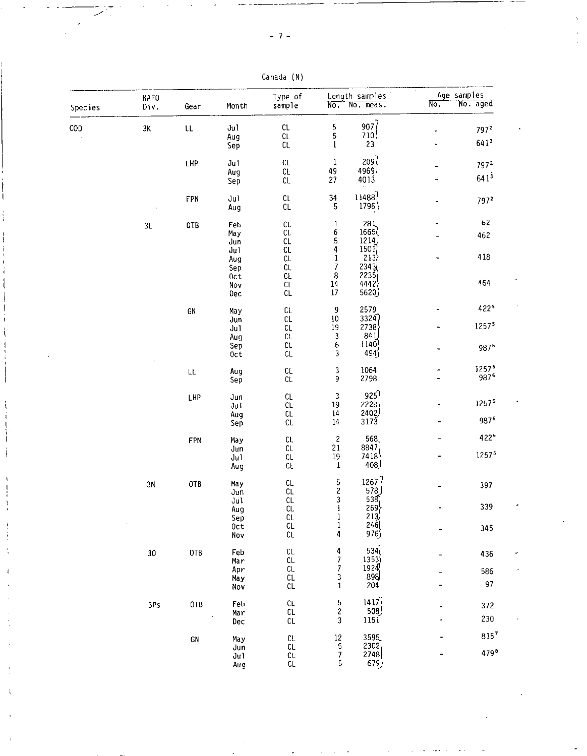Canada (N)

| Species | NAFO Div. | Gear | Month | Type of sample | Length samples No. | Length samples No. meas. | Age samples No. | Age samples No. aged |
|---|---|---|---|---|---|---|---|---|
| COD | 3K | LL | Jul | CL | 5 | 907 | - | 797[2] |
| | | | Aug | CL | 6 | 710 | | |
| | | | Sep | CL | 1 | 23 | - | 641[3] |
| | | LHP | Jul | CL | 1 | 209 | - | 797[2] |
| | | | Aug | CL | 49 | 4969 | | |
| | | | Sep | CL | 27 | 4013 | - | 641[3] |
| | | FPN | Jul | CL | 34 | 11488 | - | 797[2] |
| | | | Aug | CL | 5 | 1796 | | |
| | 3L | OTB | Feb | CL | 1 | 281 | - | 62 |
| | | | May | CL | 6 | 1665 | - | 462 |
| | | | Jun | CL | 5 | 1214 | | |
| | | | Jul | CL | 4 | 1501 | | |
| | | | Aug | CL | 1 | 213 | - | 418 |
| | | | Sep | CL | 7 | 2343 | | |
| | | | Oct | CL | 8 | 2235 | | |
| | | | Nov | CL | 14 | 4442 | - | 464 |
| | | | Dec | CL | 17 | 5620 | | |
| | | GN | May | CL | 9 | 2579 | - | 422[4] |
| | | | Jun | CL | 10 | 3324 | | |
| | | | Jul | CL | 19 | 2738 | - | 1257[5] |
| | | | Aug | CL | 3 | 841 | | |
| | | | Sep | CL | 6 | 1140 | - | 987[6] |
| | | | Oct | CL | 3 | 494 | | |
| | | LL | Aug | CL | 3 | 1064 | - | 1257[5] |
| | | | Sep | CL | 9 | 2798 | - | 987[6] |
| | | LHP | Jun | CL | 3 | 925 | | |
| | | | Jul | CL | 19 | 2228 | - | 1257[5] |
| | | | Aug | CL | 14 | 2402 | | |
| | | | Sep | CL | 14 | 3173 | - | 987[6] |
| | | FPN | May | CL | 2 | 568 | - | 422[4] |
| | | | Jun | CL | 21 | 8847 | | |
| | | | Jul | CL | 19 | 7418 | - | 1257[5] |
| | | | Aug | CL | 1 | 408 | | |
| | 3N | OTB | May | CL | 5 | 1267 | - | 397 |
| | | | Jun | CL | 2 | 578 | | |
| | | | Jul | CL | 3 | 538 | | |
| | | | Aug | CL | 1 | 269 | - | 339 |
| | | | Sep | CL | 1 | 213 | | |
| | | | Oct | CL | 1 | 246 | - | 345 |
| | | | Nov | CL | 4 | 976 | | |
| | 3O | OTB | Feb | CL | 4 | 534 | - | 436 |
| | | | Mar | CL | 7 | 1353 | | |
| | | | Apr | CL | 7 | 1924 | - | 586 |
| | | | May | CL | 3 | 898 | | |
| | | | Nov | CL | 1 | 204 | - | 97 |
| | 3Ps | OTB | Feb | CL | 5 | 1417 | - | 372 |
| | | | Mar | CL | 2 | 508 | | |
| | | | Dec | CL | 3 | 1151 | - | 230 |
| | | GN | May | CL | 12 | 3595 | - | 815[7] |
| | | | Jun | CL | 5 | 2302 | | |
| | | | Jul | CL | 7 | 2748 | - | 479[8] |
| | | | Aug | CL | 5 | 679 | | |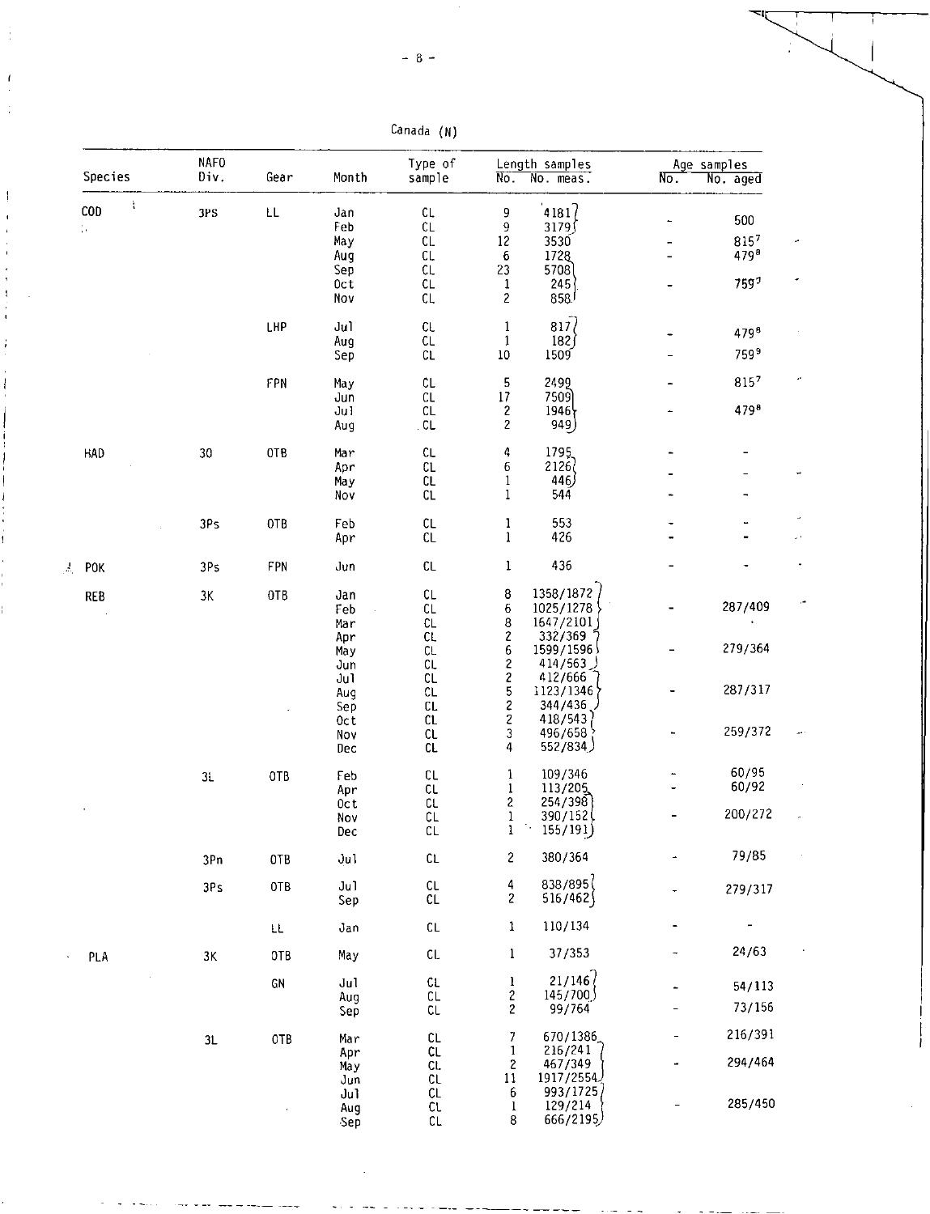Canada (N)

| Species | NAFO Div. | Gear | Month | Type of sample | Length samples No. | Length samples No. meas. | Age samples No. | Age samples No. aged |
|---|---|---|---|---|---|---|---|---|
| COD | 3PS | LL | Jan | CL | 9 | 4181 | - | 500 |
| | | | Feb | CL | 9 | 3179 | | |
| | | | May | CL | 12 | 3530 | - | 815[7] |
| | | | Aug | CL | 6 | 1728 | - | 479[8] |
| | | | Sep | CL | 23 | 5708 | - | 759[9] |
| | | | Oct | CL | 1 | 245 | | |
| | | | Nov | CL | 2 | 858 | | |
| | | LHP | Jul | CL | 1 | 817 | - | 479[8] |
| | | | Aug | CL | 1 | 182 | | |
| | | | Sep | CL | 10 | 1509 | - | 759[9] |
| | | FPN | May | CL | 5 | 2499 | - | 815[7] |
| | | | Jun | CL | 17 | 7509 | - | 479[8] |
| | | | Jul | CL | 2 | 1946 | | |
| | | | Aug | CL | 2 | 949 | | |
| HAD | 30 | OTB | Mar | CL | 4 | 1795 | - | - |
| | | | Apr | CL | 6 | 2126 | - | - |
| | | | May | CL | 1 | 446 | | |
| | | | Nov | CL | 1 | 544 | - | - |
| | 3Ps | OTB | Feb | CL | 1 | 553 | - | - |
| | | | Apr | CL | 1 | 426 | - | - |
| POK | 3Ps | FPN | Jun | CL | 1 | 436 | - | - |
| REB | 3K | OTB | Jan | CL | 8 | 1358/1872 | | |
| | | | Feb | CL | 6 | 1025/1278 | - | 287/409 |
| | | | Mar | CL | 8 | 1647/2101 | | |
| | | | Apr | CL | 2 | 332/369 | | |
| | | | May | CL | 6 | 1599/1596 | - | 279/364 |
| | | | Jun | CL | 2 | 414/563 | | |
| | | | Jul | CL | 2 | 412/666 | | |
| | | | Aug | CL | 5 | 1123/1346 | - | 287/317 |
| | | | Sep | CL | 2 | 344/436 | | |
| | | | Oct | CL | 2 | 418/543 | | |
| | | | Nov | CL | 3 | 496/658 | - | 259/372 |
| | | | Dec | CL | 4 | 552/834 | | |
| | 3L | OTB | Feb | CL | 1 | 109/346 | - | 60/95 |
| | | | Apr | CL | 1 | 113/205 | - | 60/92 |
| | | | Oct | CL | 2 | 254/398 | | |
| | | | Nov | CL | 1 | 390/152 | - | 200/272 |
| | | | Dec | CL | 1 | 155/191 | | |
| | 3Pn | OTB | Jul | CL | 2 | 380/364 | - | 79/85 |
| | 3Ps | OTB | Jul | CL | 4 | 838/895 | - | 279/317 |
| | | | Sep | CL | 2 | 516/462 | | |
| | | LL | Jan | CL | 1 | 110/134 | - | - |
| PLA | 3K | OTB | May | CL | 1 | 37/353 | - | 24/63 |
| | | GN | Jul | CL | 1 | 21/146 | - | 54/113 |
| | | | Aug | CL | 2 | 145/700 | | |
| | | | Sep | CL | 2 | 99/764 | - | 73/156 |
| | 3L | OTB | Mar | CL | 7 | 670/1386 | - | 216/391 |
| | | | Apr | CL | 1 | 216/241 | | |
| | | | May | CL | 2 | 467/349 | - | 294/464 |
| | | | Jun | CL | 11 | 1917/2554 | | |
| | | | Jul | CL | 6 | 993/1725 | | |
| | | | Aug | CL | 1 | 129/214 | - | 285/450 |
| | | | Sep | CL | 8 | 666/2195 | | |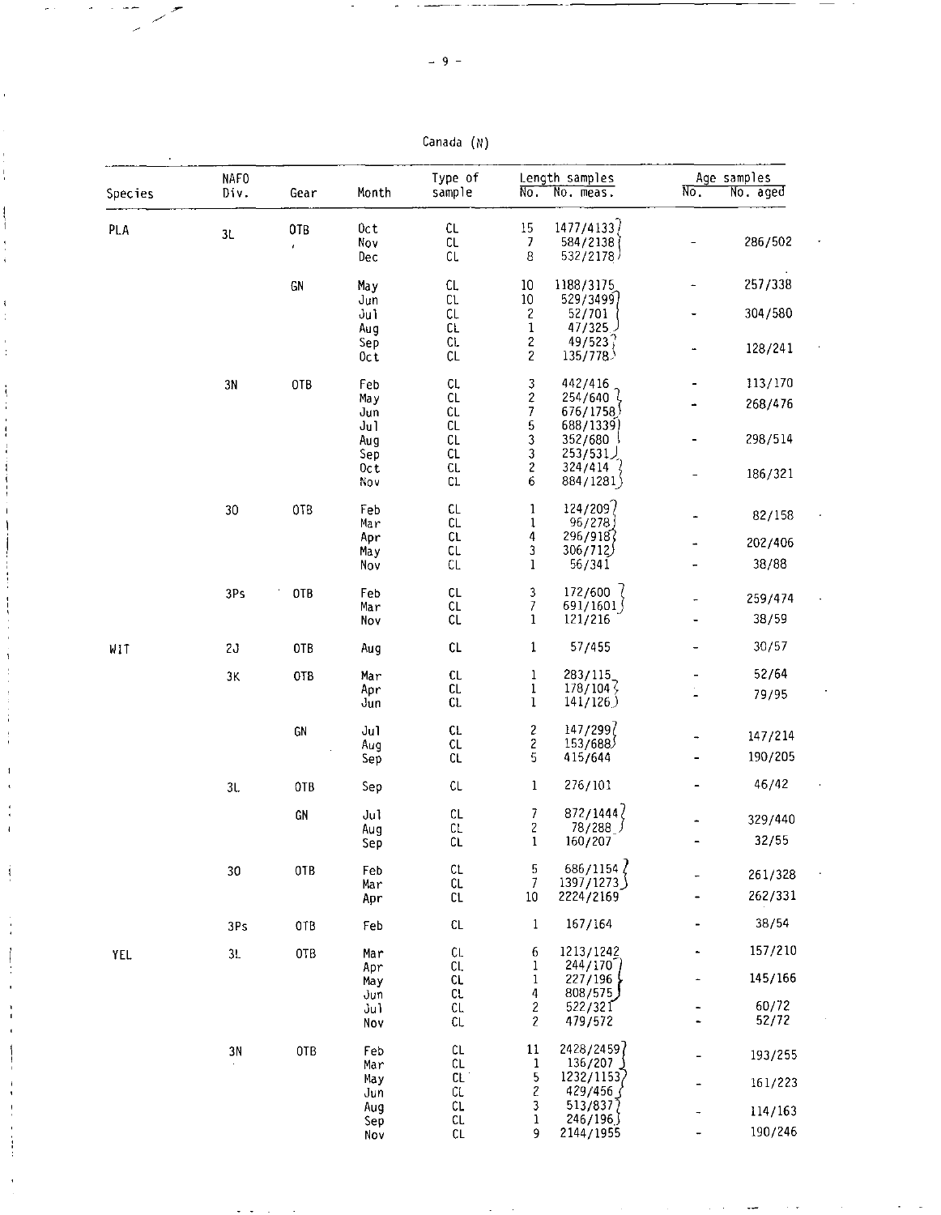Canada (N)

| Species | NAFO Div. | Gear | Month | Type of sample | Length samples No. | Length samples No. meas. | Age samples No. | Age samples No. aged |
|---|---|---|---|---|---|---|---|---|
| PLA | 3L | OTB | Oct | CL | 15 | 1477/4133 | | |
| | | | Nov | CL | 7 | 584/2138 | - | 286/502 |
| | | | Dec | CL | 8 | 532/2178 | | |
| | | GN | May | CL | 10 | 1188/3175 | - | 257/338 |
| | | | Jun | CL | 10 | 529/3499 | | |
| | | | Jul | CL | 2 | 52/701 | - | 304/580 |
| | | | Aug | CL | 1 | 47/325 | | |
| | | | Sep | CL | 2 | 49/523 | - | 128/241 |
| | | | Oct | CL | 2 | 135/778 | | |
| | 3N | OTB | Feb | CL | 3 | 442/416 | - | 113/170 |
| | | | May | CL | 2 | 254/640 | - | 268/476 |
| | | | Jun | CL | 7 | 676/1758 | | |
| | | | Jul | CL | 5 | 688/1339 | | |
| | | | Aug | CL | 3 | 352/680 | - | 298/514 |
| | | | Sep | CL | 3 | 253/531 | | |
| | | | Oct | CL | 2 | 324/414 | - | 186/321 |
| | | | Nov | CL | 6 | 884/1281 | | |
| | 3O | OTB | Feb | CL | 1 | 124/209 | - | 82/158 |
| | | | Mar | CL | 1 | 96/278 | | |
| | | | Apr | CL | 4 | 296/918 | - | 202/406 |
| | | | May | CL | 3 | 306/712 | | |
| | | | Nov | CL | 1 | 56/341 | - | 38/88 |
| | 3Ps | OTB | Feb | CL | 3 | 172/600 | - | 259/474 |
| | | | Mar | CL | 7 | 691/1601 | | |
| | | | Nov | CL | 1 | 121/216 | - | 38/59 |
| WIT | 2J | OTB | Aug | CL | 1 | 57/455 | - | 30/57 |
| | 3K | OTB | Mar | CL | 1 | 283/115 | - | 52/64 |
| | | | Apr | CL | 1 | 178/104 | - | 79/95 |
| | | | Jun | CL | 1 | 141/126 | | |
| | | GN | Jul | CL | 2 | 147/299 | - | 147/214 |
| | | | Aug | CL | 2 | 153/688 | | |
| | | | Sep | CL | 5 | 415/644 | - | 190/205 |
| | 3L | OTB | Sep | CL | 1 | 276/101 | - | 46/42 |
| | | GN | Jul | CL | 7 | 872/1444 | - | 329/440 |
| | | | Aug | CL | 2 | 78/288 | | |
| | | | Sep | CL | 1 | 160/207 | - | 32/55 |
| | 3O | OTB | Feb | CL | 5 | 686/1154 | - | 261/328 |
| | | | Mar | CL | 7 | 1397/1273 | | |
| | | | Apr | CL | 10 | 2224/2169 | - | 262/331 |
| | 3Ps | OTB | Feb | CL | 1 | 167/164 | - | 38/54 |
| YEL | 3L | OTB | Mar | CL | 6 | 1213/1242 | - | 157/210 |
| | | | Apr | CL | 1 | 244/170 | | |
| | | | May | CL | 1 | 227/196 | - | 145/166 |
| | | | Jun | CL | 4 | 808/575 | | |
| | | | Jul | CL | 2 | 522/321 | - | 60/72 |
| | | | Nov | CL | 2 | 479/572 | - | 52/72 |
| | 3N | OTB | Feb | CL | 11 | 2428/2459 | - | 193/255 |
| | | | Mar | CL | 1 | 136/207 | | |
| | | | May | CL | 5 | 1232/1153 | - | 161/223 |
| | | | Jun | CL | 2 | 429/456 | | |
| | | | Aug | CL | 3 | 513/837 | - | 114/163 |
| | | | Sep | CL | 1 | 246/196 | | |
| | | | Nov | CL | 9 | 2144/1955 | - | 190/246 |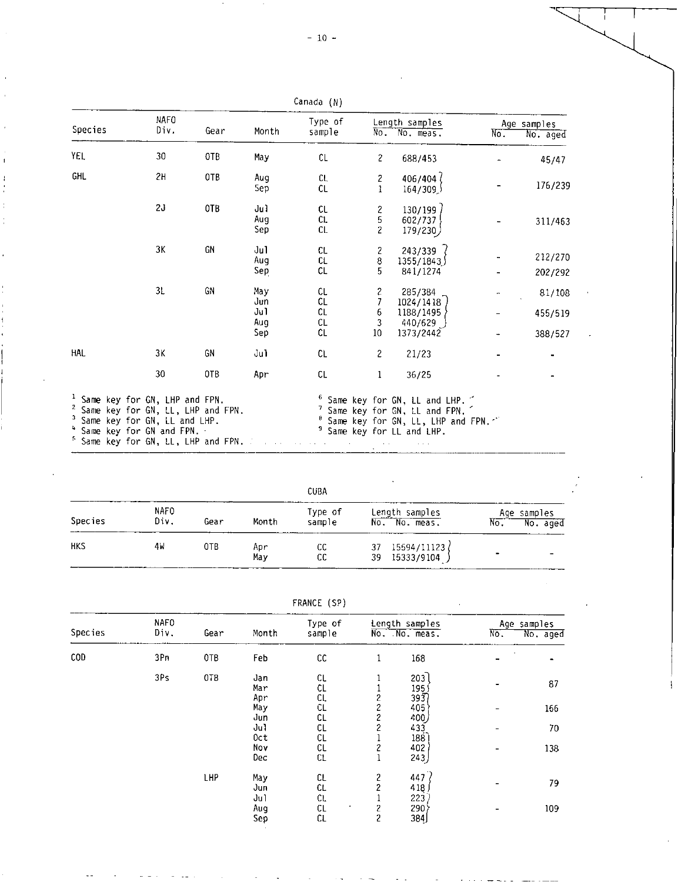Canada (N)

| Species | NAFO Div. | Gear | Month | Type of sample | Length samples No. | Length samples No. meas. | Age samples No. | Age samples No. aged |
|---|---|---|---|---|---|---|---|---|
| YEL | 3O | OTB | May | CL | 2 | 688/453 | - | 45/47 |
| GHL | 2H | OTB | Aug | CL | 2 | 406/404 | - | 176/239 |
| | | | Sep | CL | 1 | 164/309 | | |
| | 2J | OTB | Jul | CL | 2 | 130/199 | - | 311/463 |
| | | | Aug | CL | 5 | 602/737 | | |
| | | | Sep | CL | 2 | 179/230 | | |
| | 3K | GN | Jul | CL | 2 | 243/339 | - | 212/270 |
| | | | Aug | CL | 8 | 1355/1843 | | |
| | | | Sep | CL | 5 | 841/1274 | - | 202/292 |
| | 3L | GN | May | CL | 2 | 285/384 | - | 81/108 |
| | | | Jun | CL | 7 | 1024/1418 | - | 455/519 |
| | | | Jul | CL | 6 | 1188/1495 | | |
| | | | Aug | CL | 3 | 440/629 | | |
| | | | Sep | CL | 10 | 1373/2442 | - | 388/527 |
| HAL | 3K | GN | Jul | CL | 2 | 21/23 | - | - |
| | 3O | OTB | Apr | CL | 1 | 36/25 | - | - |

[1] Same key for GN, LHP and FPN.
[2] Same key for GN, LL, LHP and FPN.
[3] Same key for GN, LL and LHP.
[4] Same key for GN and FPN.
[5] Same key for GN, LL, LHP and FPN.
[6] Same key for GN, LL and LHP.
[7] Same key for GN, LL and FPN.
[8] Same key for GN, LL, LHP and FPN.
[9] Same key for LL and LHP.

CUBA

| Species | NAFO Div. | Gear | Month | Type of sample | Length samples No. | Length samples No. meas. | Age samples No. | Age samples No. aged |
|---|---|---|---|---|---|---|---|---|
| HKS | 4W | OTB | Apr | CC | 37 | 15594/11123 | - | - |
| | | | May | CC | 39 | 15333/9104 | | |

FRANCE (SP)

| Species | NAFO Div. | Gear | Month | Type of sample | Length samples No. | Length samples No. meas. | Age samples No. | Age samples No. aged |
|---|---|---|---|---|---|---|---|---|
| COD | 3Pn | OTB | Feb | CC | 1 | 168 | - | - |
| | 3Ps | OTB | Jan | CL | 1 | 203 | - | 87 |
| | | | Mar | CL | 1 | 195 | | |
| | | | Apr | CL | 2 | 393 | - | 166 |
| | | | May | CL | 2 | 405 | | |
| | | | Jun | CL | 2 | 400 | | |
| | | | Jul | CL | 2 | 433 | - | 70 |
| | | | Oct | CL | 1 | 188 | - | 138 |
| | | | Nov | CL | 2 | 402 | | |
| | | | Dec | CL | 1 | 243 | | |
| | | LHP | May | CL | 2 | 447 | - | 79 |
| | | | Jun | CL | 2 | 418 | | |
| | | | Jul | CL | 1 | 223 | - | 109 |
| | | | Aug | CL | 2 | 290 | | |
| | | | Sep | CL | 2 | 384 | | |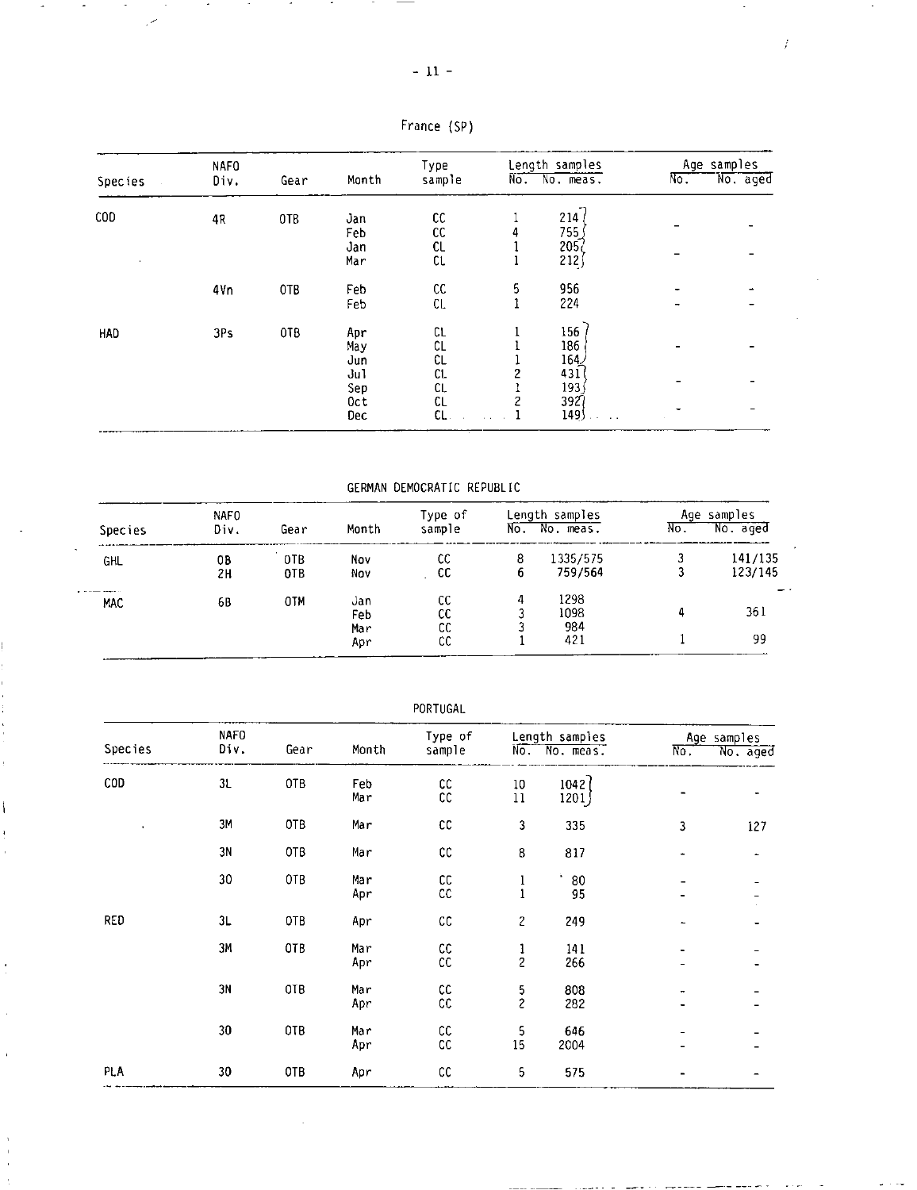France (SP)

| Species | NAFO Div. | Gear | Month | Type sample | Length samples No. | Length samples No. meas. | Age samples No. | Age samples No. aged |
|---|---|---|---|---|---|---|---|---|
| COD | 4R | OTB | Jan | CC | 1 | 214 | - | - |
| | | | Feb | CC | 4 | 755 | | |
| | | | Jan | CL | 1 | 205 | - | - |
| | | | Mar | CL | 1 | 212 | | |
| | 4Vn | OTB | Feb | CC | 5 | 956 | - | - |
| | | | Feb | CL | 1 | 224 | - | - |
| HAD | 3Ps | OTB | Apr | CL | 1 | 156 | | |
| | | | May | CL | 1 | 186 | - | - |
| | | | Jun | CL | 1 | 164 | | |
| | | | Jul | CL | 2 | 431 | - | - |
| | | | Sep | CL | 1 | 193 | | |
| | | | Oct | CL | 2 | 392 | - | - |
| | | | Dec | CL | 1 | 149 | | |

GERMAN DEMOCRATIC REPUBLIC

| Species | NAFO Div. | Gear | Month | Type of sample | Length samples No. | Length samples No. meas. | Age samples No. | Age samples No. aged |
|---|---|---|---|---|---|---|---|---|
| GHL | 0B | OTB | Nov | CC | 8 | 1335/575 | 3 | 141/135 |
| | 2H | OTB | Nov | CC | 6 | 759/564 | 3 | 123/145 |
| MAC | 6B | OTM | Jan | CC | 4 | 1298 | | |
| | | | Feb | CC | 3 | 1098 | 4 | 361 |
| | | | Mar | CC | 3 | 984 | | |
| | | | Apr | CC | 1 | 421 | 1 | 99 |

PORTUGAL

| Species | NAFO Div. | Gear | Month | Type of sample | Length samples No. | Length samples No. meas. | Age samples No. | Age samples No. aged |
|---|---|---|---|---|---|---|---|---|
| COD | 3L | OTB | Feb | CC | 10 | 1042 | - | - |
| | | | Mar | CC | 11 | 1201 | | |
| | 3M | OTB | Mar | CC | 3 | 335 | 3 | 127 |
| | 3N | OTB | Mar | CC | 8 | 817 | - | - |
| | 3O | OTB | Mar | CC | 1 | 80 | - | - |
| | | | Apr | CC | 1 | 95 | - | - |
| RED | 3L | OTB | Apr | CC | 2 | 249 | - | - |
| | 3M | OTB | Mar | CC | 1 | 141 | - | - |
| | | | Apr | CC | 2 | 266 | - | - |
| | 3N | OTB | Mar | CC | 5 | 808 | - | - |
| | | | Apr | CC | 2 | 282 | - | - |
| | 3O | OTB | Mar | CC | 5 | 646 | - | - |
| | | | Apr | CC | 15 | 2004 | - | - |
| PLA | 3O | OTB | Apr | CC | 5 | 575 | - | - |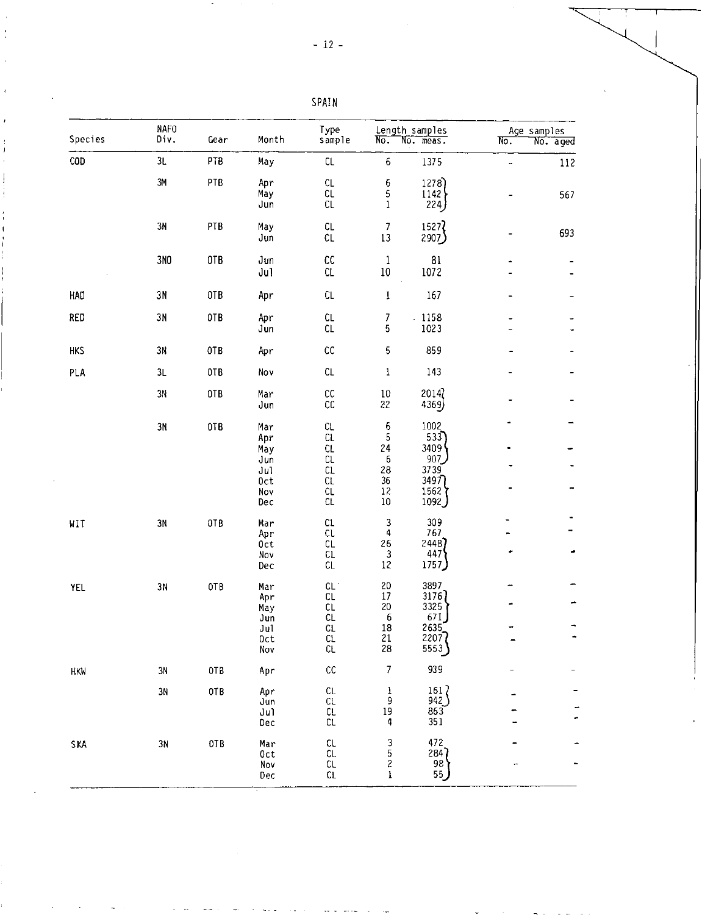SPAIN

| Species | NAFO Div. | Gear | Month | Type sample | Length samples | | Age samples | |
|---|---|---|---|---|---|---|---|---|
| | | | | | No. | No. meas. | No. | No. aged |
| COD | 3L | PTB | May | CL | 6 | 1375 | - | 112 |
| | 3M | PTB | Apr | CL | 6 | 1278 | | |
| | | | May | CL | 5 | 1142 | - | 567 |
| | | | Jun | CL | 1 | 224 | | |
| | 3N | PTB | May | CL | 7 | 1527 | - | 693 |
| | | | Jun | CL | 13 | 2907 | | |
| | 3NO | OTB | Jun | CC | 1 | 81 | - | - |
| | | | Jul | CL | 10 | 1072 | - | - |
| HAD | 3N | OTB | Apr | CL | 1 | 167 | - | - |
| RED | 3N | OTB | Apr | CL | 7 | 1158 | - | - |
| | | | Jun | CL | 5 | 1023 | - | - |
| HKS | 3N | OTB | Apr | CC | 5 | 859 | - | - |
| PLA | 3L | OTB | Nov | CL | 1 | 143 | - | - |
| | 3N | OTB | Mar | CC | 10 | 2014 | - | - |
| | | | Jun | CC | 22 | 4369 | | |
| | 3N | OTB | Mar | CL | 6 | 1002 | - | - |
| | | | Apr | CL | 5 | 533 | | |
| | | | May | CL | 24 | 3409 | - | - |
| | | | Jun | CL | 6 | 907 | | |
| | | | Jul | CL | 28 | 3739 | - | - |
| | | | Oct | CL | 36 | 3497 | | |
| | | | Nov | CL | 12 | 1562 | - | - |
| | | | Dec | CL | 10 | 1092 | | |
| WIT | 3N | OTB | Mar | CL | 3 | 309 | - | - |
| | | | Apr | CL | 4 | 767 | - | - |
| | | | Oct | CL | 26 | 2448 | | |
| | | | Nov | CL | 3 | 447 | - | - |
| | | | Dec | CL | 12 | 1757 | | |
| YEL | 3N | OTB | Mar | CL | 20 | 3897 | - | - |
| | | | Apr | CL | 17 | 3176 | | |
| | | | May | CL | 20 | 3325 | - | - |
| | | | Jun | CL | 6 | 671 | | |
| | | | Jul | CL | 18 | 2635 | - | - |
| | | | Oct | CL | 21 | 2207 | - | - |
| | | | Nov | CL | 28 | 5553 | | |
| HKW | 3N | OTB | Apr | CC | 7 | 939 | - | - |
| | 3N | OTB | Apr | CL | 1 | 161 | - | - |
| | | | Jun | CL | 9 | 942 | | |
| | | | Jul | CL | 19 | 863 | - | - |
| | | | Dec | CL | 4 | 351 | - | - |
| SKA | 3N | OTB | Mar | CL | 3 | 472 | - | - |
| | | | Oct | CL | 5 | 284 | | |
| | | | Nov | CL | 2 | 98 | - | - |
| | | | Dec | CL | 1 | 55 | | |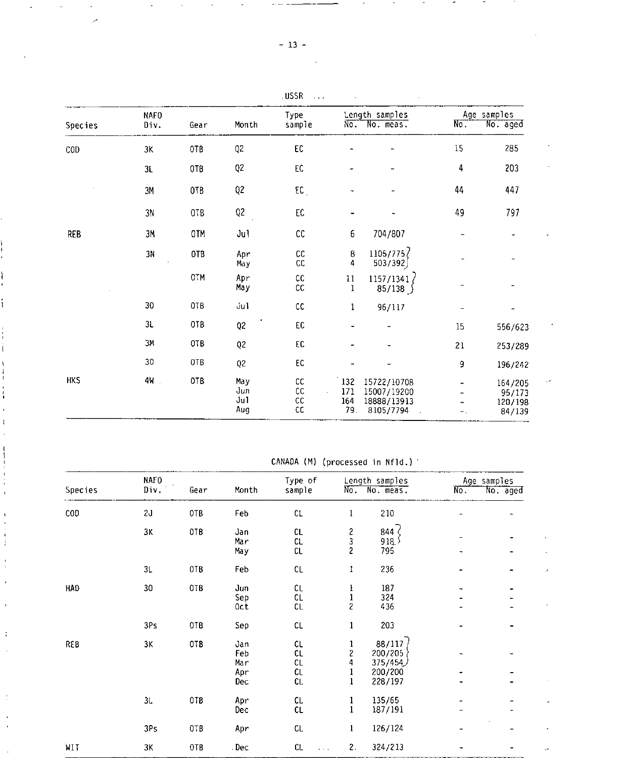USSR ...

| Species | NAFO Div. | Gear | Month | Type sample | Length samples No. | Length samples No. meas. | Age samples No. | Age samples No. aged |
|---|---|---|---|---|---|---|---|---|
| COD | 3K | OTB | Q2 | EC | - | - | 15 | 285 |
| | 3L | OTB | Q2 | EC | - | - | 4 | 203 |
| | 3M | OTB | Q2 | EC | - | - | 44 | 447 |
| | 3N | OTB | Q2 | EC | - | - | 49 | 797 |
| REB | 3M | OTM | Jul | CC | 6 | 704/807 | - | - |
| | 3N | OTB | Apr | CC | 8 | 1105/775 | - | - |
| | | | May | CC | 4 | 503/392 | | |
| | | OTM | Apr | CC | 11 | 1157/1341 | - | - |
| | | | May | CC | 1 | 85/138 | | |
| | 3O | OTB | Jul | CC | 1 | 96/117 | - | - |
| | 3L | OTB | Q2 | EC | - | - | 15 | 556/623 |
| | 3M | OTB | Q2 | EC | - | - | 21 | 253/289 |
| | 3O | OTB | Q2 | EC | - | - | 9 | 196/242 |
| HKS | 4W | OTB | May | CC | 132 | 15722/10708 | - | 164/205 |
| | | | Jun | CC | 171 | 15007/19200 | - | 95/173 |
| | | | Jul | CC | 164 | 18888/13913 | - | 120/198 |
| | | | Aug | CC | 79 | 8105/7794 | - | 84/139 |

CANADA (M) (processed in Nfld.)

| Species | NAFO Div. | Gear | Month | Type of sample | Length samples No. | Length samples No. meas. | Age samples No. | Age samples No. aged |
|---|---|---|---|---|---|---|---|---|
| COD | 2J | OTB | Feb | CL | 1 | 210 | - | - |
| | 3K | OTB | Jan | CL | 2 | 844 | - | - |
| | | | Mar | CL | 3 | 918 | | |
| | | | May | CL | 2 | 795 | - | - |
| | 3L | OTB | Feb | CL | 1 | 236 | - | - |
| HAD | 3O | OTB | Jun | CL | 1 | 187 | - | - |
| | | | Sep | CL | 1 | 324 | - | - |
| | | | Oct | CL | 2 | 436 | - | - |
| | 3Ps | OTB | Sep | CL | 1 | 203 | - | - |
| REB | 3K | OTB | Jan | CL | 1 | 88/117 | - | - |
| | | | Feb | CL | 2 | 200/205 | | |
| | | | Mar | CL | 4 | 375/454 | | |
| | | | Apr | CL | 1 | 200/200 | - | - |
| | | | Dec | CL | 1 | 228/197 | - | - |
| | 3L | OTB | Apr | CL | 1 | 135/65 | - | - |
| | | | Dec | CL | 1 | 187/191 | - | - |
| | 3Ps | OTB | Apr | CL | 1 | 126/124 | - | - |
| WIT | 3K | OTB | Dec | CL | 2 | 324/213 | - | - |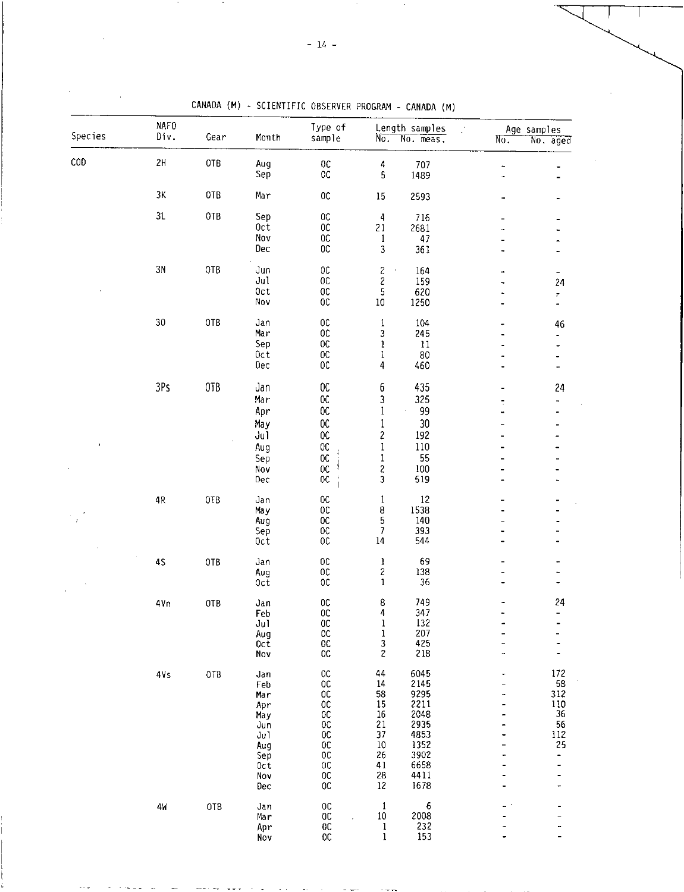CANADA (M) - SCIENTIFIC OBSERVER PROGRAM - CANADA (M)

| Species | NAFO Div. | Gear | Month | Type of sample | Length samples | | Age samples | |
|---|---|---|---|---|---|---|---|---|
| | | | | | No. | No. meas. | No. | No. aged |
| COD | 2H | OTB | Aug | OC | 4 | 707 | - | - |
| | | | Sep | OC | 5 | 1489 | - | - |
| | 3K | OTB | Mar | OC | 15 | 2593 | - | - |
| | 3L | OTB | Sep | OC | 4 | 716 | - | - |
| | | | Oct | OC | 21 | 2681 | - | - |
| | | | Nov | OC | 1 | 47 | - | - |
| | | | Dec | OC | 3 | 361 | - | - |
| | 3N | OTB | Jun | OC | 2 | 164 | - | - |
| | | | Jul | OC | 2 | 159 | - | 24 |
| | | | Oct | OC | 5 | 620 | - | - |
| | | | Nov | OC | 10 | 1250 | - | - |
| | 3O | OTB | Jan | OC | 1 | 104 | - | 46 |
| | | | Mar | OC | 3 | 245 | - | - |
| | | | Sep | OC | 1 | 11 | - | - |
| | | | Oct | OC | 1 | 80 | - | - |
| | | | Dec | OC | 4 | 460 | - | - |
| | 3Ps | OTB | Jan | OC | 6 | 435 | - | 24 |
| | | | Mar | OC | 3 | 325 | - | - |
| | | | Apr | OC | 1 | 99 | - | - |
| | | | May | OC | 1 | 30 | - | - |
| | | | Jul | OC | 2 | 192 | - | - |
| | | | Aug | OC | 1 | 110 | - | - |
| | | | Sep | OC | 1 | 55 | - | - |
| | | | Nov | OC | 2 | 100 | - | - |
| | | | Dec | OC | 3 | 519 | - | - |
| | 4R | OTB | Jan | OC | 1 | 12 | - | - |
| | | | May | OC | 8 | 1538 | - | - |
| | | | Aug | OC | 5 | 140 | - | - |
| | | | Sep | OC | 7 | 393 | - | - |
| | | | Oct | OC | 14 | 544 | - | - |
| | 4S | OTB | Jan | OC | 1 | 69 | - | - |
| | | | Aug | OC | 2 | 138 | - | - |
| | | | Oct | OC | 1 | 36 | - | - |
| | 4Vn | OTB | Jan | OC | 8 | 749 | - | 24 |
| | | | Feb | OC | 4 | 347 | - | - |
| | | | Jul | OC | 1 | 132 | - | - |
| | | | Aug | OC | 1 | 207 | - | - |
| | | | Oct | OC | 3 | 425 | - | - |
| | | | Nov | OC | 2 | 218 | - | - |
| | 4Vs | OTB | Jan | OC | 44 | 6045 | - | 172 |
| | | | Feb | OC | 14 | 2145 | - | 58 |
| | | | Mar | OC | 58 | 9295 | - | 312 |
| | | | Apr | OC | 15 | 2211 | - | 110 |
| | | | May | OC | 16 | 2048 | - | 36 |
| | | | Jun | OC | 21 | 2935 | - | 56 |
| | | | Jul | OC | 37 | 4853 | - | 112 |
| | | | Aug | OC | 10 | 1352 | - | 25 |
| | | | Sep | OC | 26 | 3902 | - | - |
| | | | Oct | OC | 41 | 6658 | - | - |
| | | | Nov | OC | 28 | 4411 | - | - |
| | | | Dec | OC | 12 | 1678 | - | - |
| | 4W | OTB | Jan | OC | 1 | 6 | - | - |
| | | | Mar | OC | 10 | 2008 | - | - |
| | | | Apr | OC | 1 | 232 | - | - |
| | | | Nov | OC | 1 | 153 | - | - |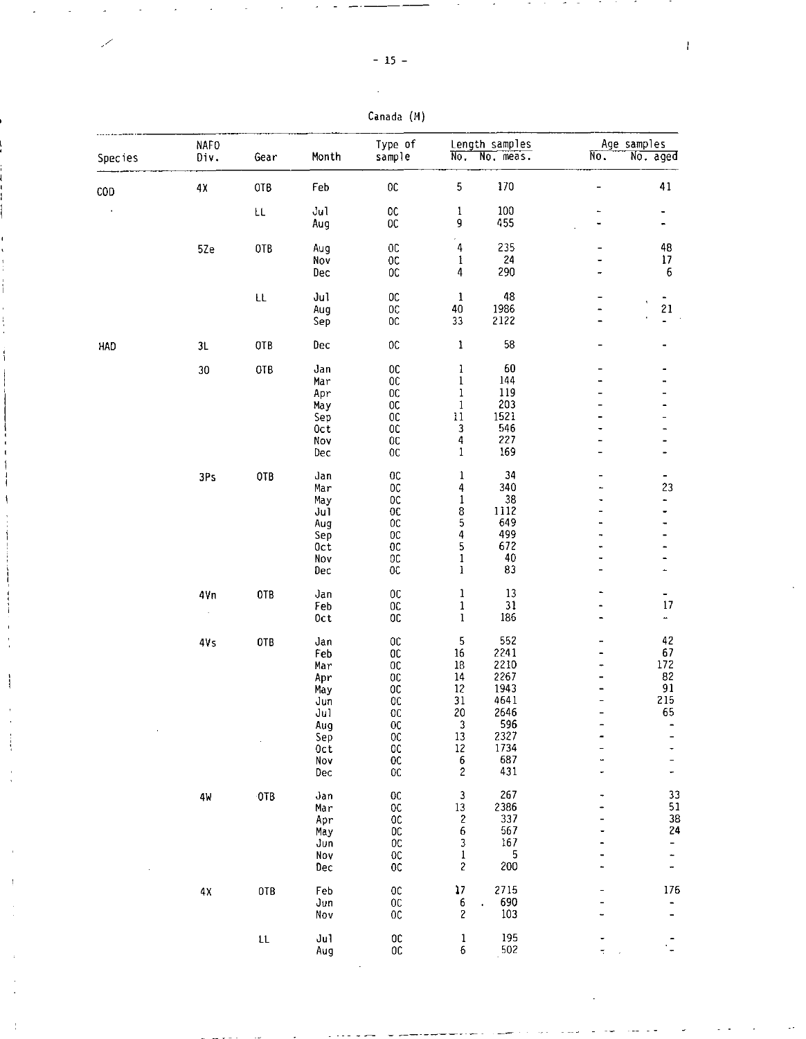Canada (M)

| Species | NAFO Div. | Gear | Month | Type of sample | Length samples | | Age samples | |
|---|---|---|---|---|---|---|---|---|
| | | | | | No. | No. meas. | No. | No. aged |
| COD | 4X | OTB | Feb | OC | 5 | 170 | - | 41 |
| | | LL | Jul | OC | 1 | 100 | - | - |
| | | | Aug | OC | 9 | 455 | - | - |
| | 5Ze | OTB | Aug | OC | 4 | 235 | - | 48 |
| | | | Nov | OC | 1 | 24 | - | 17 |
| | | | Dec | OC | 4 | 290 | - | 6 |
| | | LL | Jul | OC | 1 | 48 | - | - |
| | | | Aug | OC | 40 | 1986 | - | 21 |
| | | | Sep | OC | 33 | 2122 | - | - |
| HAD | 3L | OTB | Dec | OC | 1 | 58 | - | - |
| | 3O | OTB | Jan | OC | 1 | 60 | - | - |
| | | | Mar | OC | 1 | 144 | - | - |
| | | | Apr | OC | 1 | 119 | - | - |
| | | | May | OC | 1 | 203 | - | - |
| | | | Sep | OC | 11 | 1521 | - | - |
| | | | Oct | OC | 3 | 546 | - | - |
| | | | Nov | OC | 4 | 227 | - | - |
| | | | Dec | OC | 1 | 169 | - | - |
| | 3Ps | OTB | Jan | OC | 1 | 34 | - | - |
| | | | Mar | OC | 4 | 340 | - | 23 |
| | | | May | OC | 1 | 38 | - | - |
| | | | Jul | OC | 8 | 1112 | - | - |
| | | | Aug | OC | 5 | 649 | - | - |
| | | | Sep | OC | 4 | 499 | - | - |
| | | | Oct | OC | 5 | 672 | - | - |
| | | | Nov | OC | 1 | 40 | - | - |
| | | | Dec | OC | 1 | 83 | - | - |
| | 4Vn | OTB | Jan | OC | 1 | 13 | - | - |
| | | | Feb | OC | 1 | 31 | - | 17 |
| | | | Oct | OC | 1 | 186 | - | - |
| | 4Vs | OTB | Jan | OC | 5 | 552 | - | 42 |
| | | | Feb | OC | 16 | 2241 | - | 67 |
| | | | Mar | OC | 18 | 2210 | - | 172 |
| | | | Apr | OC | 14 | 2267 | - | 82 |
| | | | May | OC | 12 | 1943 | - | 91 |
| | | | Jun | OC | 31 | 4641 | - | 215 |
| | | | Jul | OC | 20 | 2646 | - | 65 |
| | | | Aug | OC | 3 | 596 | - | - |
| | | | Sep | OC | 13 | 2327 | - | - |
| | | | Oct | OC | 12 | 1734 | - | - |
| | | | Nov | OC | 6 | 687 | - | - |
| | | | Dec | OC | 2 | 431 | - | - |
| | 4W | OTB | Jan | OC | 3 | 267 | - | 33 |
| | | | Mar | OC | 13 | 2386 | - | 51 |
| | | | Apr | OC | 2 | 337 | - | 38 |
| | | | May | OC | 6 | 567 | - | 24 |
| | | | Jun | OC | 3 | 167 | - | - |
| | | | Nov | OC | 1 | 5 | - | - |
| | | | Dec | OC | 2 | 200 | - | - |
| | 4X | OTB | Feb | OC | 17 | 2715 | - | 176 |
| | | | Jun | OC | 6 | 690 | - | - |
| | | | Nov | OC | 2 | 103 | - | - |
| | | LL | Jul | OC | 1 | 195 | - | - |
| | | | Aug | OC | 6 | 502 | - | - |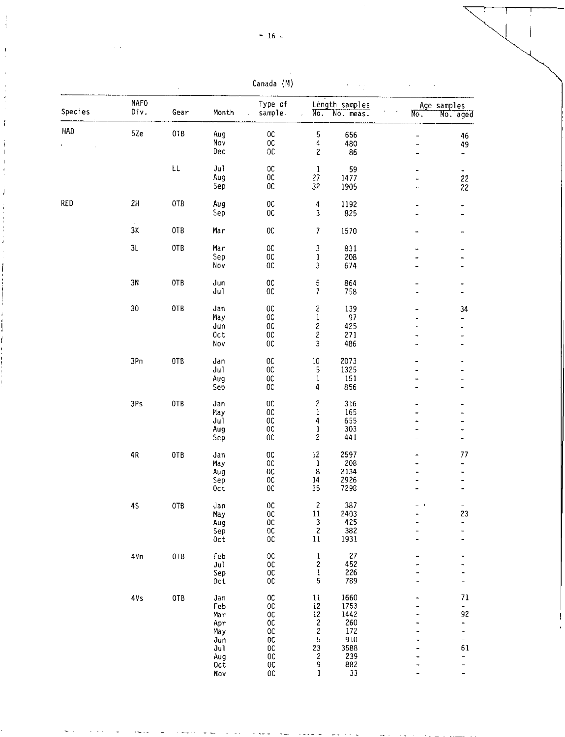Canada (M)

| Species | NAFO Div. | Gear | Month | Type of sample | Length samples | | Age samples | |
|---|---|---|---|---|---|---|---|---|
| | | | | | No. | No. meas. | No. | No. aged |
| HAD | 5Ze | OTB | Aug | OC | 5 | 656 | - | 46 |
| | | | Nov | OC | 4 | 480 | - | 49 |
| | | | Dec | OC | 2 | 86 | - | - |
| | | LL | Jul | OC | 1 | 59 | - | - |
| | | | Aug | OC | 27 | 1477 | - | 22 |
| | | | Sep | OC | 32 | 1905 | - | 22 |
| RED | 2H | OTB | Aug | OC | 4 | 1192 | - | - |
| | | | Sep | OC | 3 | 825 | - | - |
| | 3K | OTB | Mar | OC | 7 | 1570 | - | - |
| | 3L | OTB | Mar | OC | 3 | 831 | - | - |
| | | | Sep | OC | 1 | 208 | - | - |
| | | | Nov | OC | 3 | 674 | - | - |
| | 3N | OTB | Jun | OC | 5 | 864 | - | - |
| | | | Jul | OC | 7 | 758 | - | - |
| | 3O | OTB | Jan | OC | 2 | 139 | - | 34 |
| | | | May | OC | 1 | 97 | - | - |
| | | | Jun | OC | 2 | 425 | - | - |
| | | | Oct | OC | 2 | 271 | - | - |
| | | | Nov | OC | 3 | 486 | - | - |
| | 3Pn | OTB | Jan | OC | 10 | 2073 | - | - |
| | | | Jul | OC | 5 | 1325 | - | - |
| | | | Aug | OC | 1 | 151 | - | - |
| | | | Sep | OC | 4 | 856 | - | - |
| | 3Ps | OTB | Jan | OC | 2 | 316 | - | - |
| | | | May | OC | 1 | 165 | - | - |
| | | | Jul | OC | 4 | 655 | - | - |
| | | | Aug | OC | 1 | 303 | - | - |
| | | | Sep | OC | 2 | 441 | - | - |
| | 4R | OTB | Jan | OC | 12 | 2597 | - | 77 |
| | | | May | OC | 1 | 208 | - | - |
| | | | Aug | OC | 8 | 2134 | - | - |
| | | | Sep | OC | 14 | 2926 | - | - |
| | | | Oct | OC | 35 | 7298 | - | - |
| | 4S | OTB | Jan | OC | 2 | 387 | - | - |
| | | | May | OC | 11 | 2403 | - | 23 |
| | | | Aug | OC | 3 | 425 | - | - |
| | | | Sep | OC | 2 | 382 | - | - |
| | | | Oct | OC | 11 | 1931 | - | - |
| | 4Vn | OTB | Feb | OC | 1 | 27 | - | - |
| | | | Jul | OC | 2 | 452 | - | - |
| | | | Sep | OC | 1 | 226 | - | - |
| | | | Oct | OC | 5 | 789 | - | - |
| | 4Vs | OTB | Jan | OC | 11 | 1660 | - | 71 |
| | | | Feb | OC | 12 | 1753 | - | - |
| | | | Mar | OC | 12 | 1442 | - | 92 |
| | | | Apr | OC | 2 | 260 | - | - |
| | | | May | OC | 2 | 172 | - | - |
| | | | Jun | OC | 5 | 910 | - | - |
| | | | Jul | OC | 23 | 3588 | - | 61 |
| | | | Aug | OC | 2 | 239 | - | - |
| | | | Oct | OC | 9 | 882 | - | - |
| | | | Nov | OC | 1 | 33 | - | - |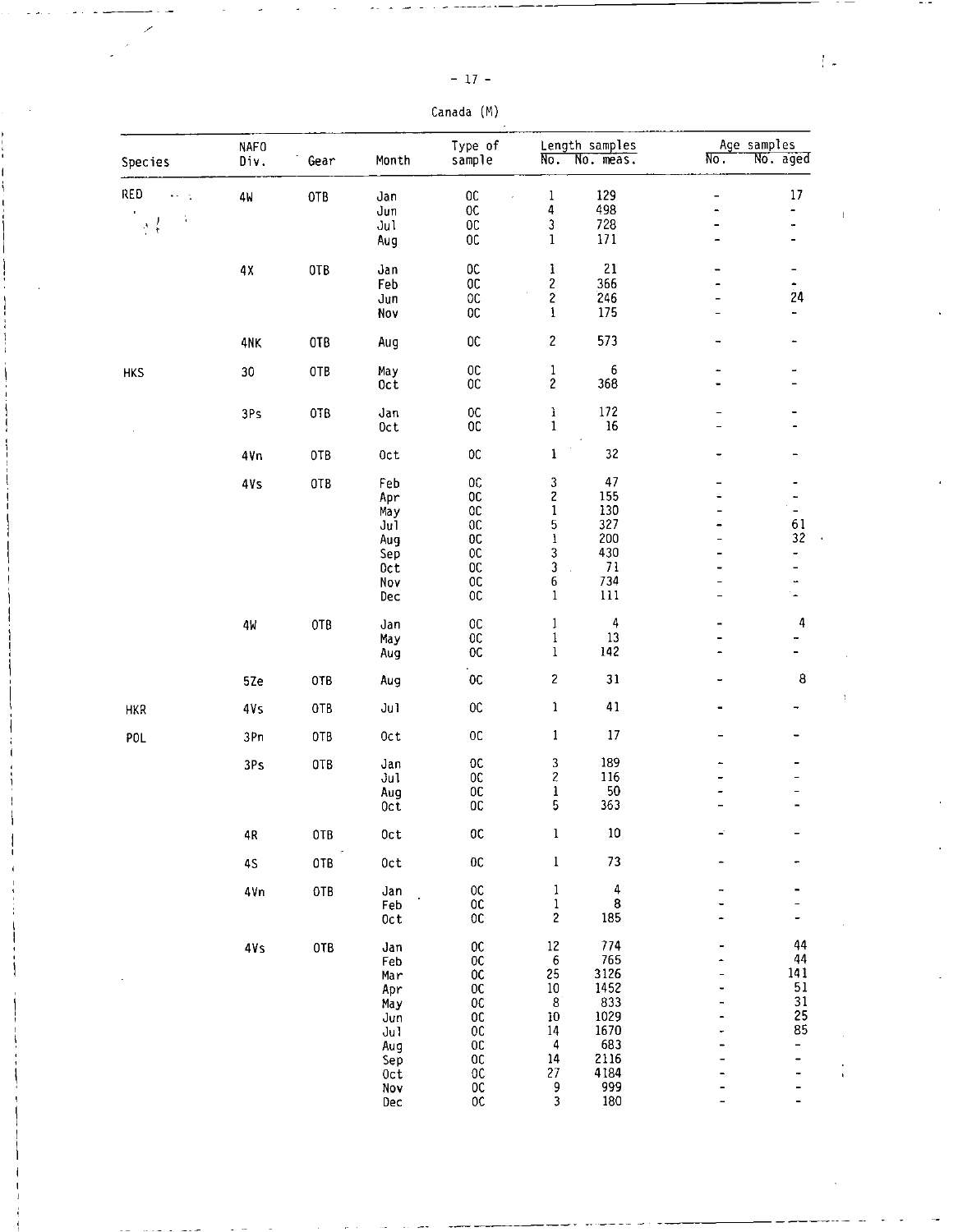Canada (M)

| Species | NAFO Div. | Gear | Month | Type of sample | Length samples | | Age samples | |
|---|---|---|---|---|---|---|---|---|
| | | | | | No. | No. meas. | No. | No. aged |
| RED | 4W | OTB | Jan | OC | 1 | 129 | - | 17 |
| | | | Jun | OC | 4 | 498 | - | - |
| | | | Jul | OC | 3 | 728 | - | - |
| | | | Aug | OC | 1 | 171 | - | - |
| | 4X | OTB | Jan | OC | 1 | 21 | - | - |
| | | | Feb | OC | 2 | 366 | - | - |
| | | | Jun | OC | 2 | 246 | - | 24 |
| | | | Nov | OC | 1 | 175 | - | - |
| | 4NK | OTB | Aug | OC | 2 | 573 | - | - |
| HKS | 3O | OTB | May | OC | 1 | 6 | - | - |
| | | | Oct | OC | 2 | 368 | - | - |
| | 3Ps | OTB | Jan | OC | 1 | 172 | - | - |
| | | | Oct | OC | 1 | 16 | - | - |
| | 4Vn | OTB | Oct | OC | 1 | 32 | - | - |
| | 4Vs | OTB | Feb | OC | 3 | 47 | - | - |
| | | | Apr | OC | 2 | 155 | - | - |
| | | | May | OC | 1 | 130 | - | - |
| | | | Jul | OC | 5 | 327 | - | 61 |
| | | | Aug | OC | 1 | 200 | - | 32 |
| | | | Sep | OC | 3 | 430 | - | - |
| | | | Oct | OC | 3 | 71 | - | - |
| | | | Nov | OC | 6 | 734 | - | - |
| | | | Dec | OC | 1 | 111 | - | - |
| | 4W | OTB | Jan | OC | 1 | 4 | - | 4 |
| | | | May | OC | 1 | 13 | - | - |
| | | | Aug | OC | 1 | 142 | - | - |
| | 5Ze | OTB | Aug | OC | 2 | 31 | - | 8 |
| HKR | 4Vs | OTB | Jul | OC | 1 | 41 | - | - |
| POL | 3Pn | OTB | Oct | OC | 1 | 17 | - | - |
| | 3Ps | OTB | Jan | OC | 3 | 189 | - | - |
| | | | Jul | OC | 2 | 116 | - | - |
| | | | Aug | OC | 1 | 50 | - | - |
| | | | Oct | OC | 5 | 363 | - | - |
| | 4R | OTB | Oct | OC | 1 | 10 | - | - |
| | 4S | OTB | Oct | OC | 1 | 73 | - | - |
| | 4Vn | OTB | Jan | OC | 1 | 4 | - | - |
| | | | Feb | OC | 1 | 8 | - | - |
| | | | Oct | OC | 2 | 185 | - | - |
| | 4Vs | OTB | Jan | OC | 12 | 774 | - | 44 |
| | | | Feb | OC | 6 | 765 | - | 44 |
| | | | Mar | OC | 25 | 3126 | - | 141 |
| | | | Apr | OC | 10 | 1452 | - | 51 |
| | | | May | OC | 8 | 833 | - | 31 |
| | | | Jun | OC | 10 | 1029 | - | 25 |
| | | | Jul | OC | 14 | 1670 | - | 85 |
| | | | Aug | OC | 4 | 683 | - | - |
| | | | Sep | OC | 14 | 2116 | - | - |
| | | | Oct | OC | 27 | 4184 | - | - |
| | | | Nov | OC | 9 | 999 | - | - |
| | | | Dec | OC | 3 | 180 | - | - |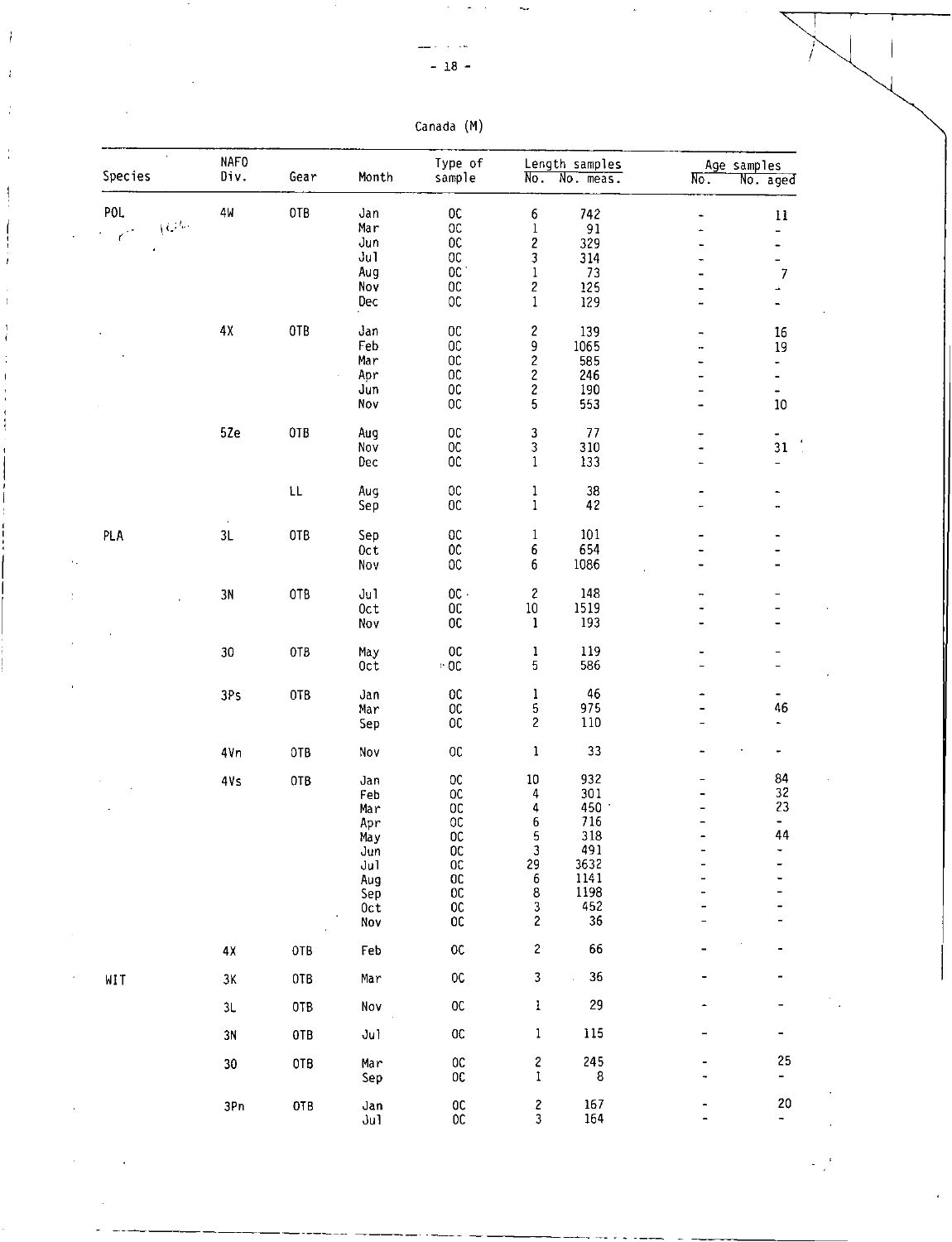Canada (M)

| Species | NAFO Div. | Gear | Month | Type of sample | Length samples | | Age samples | |
|---|---|---|---|---|---|---|---|---|
| | | | | | No. | No. meas. | No. | No. aged |
| POL | 4W | OTB | Jan | OC | 6 | 742 | - | 11 |
| | | | Mar | OC | 1 | 91 | - | - |
| | | | Jun | OC | 2 | 329 | - | - |
| | | | Jul | OC | 3 | 314 | - | - |
| | | | Aug | OC | 1 | 73 | - | 7 |
| | | | Nov | OC | 2 | 125 | - | - |
| | | | Dec | OC | 1 | 129 | - | - |
| | 4X | OTB | Jan | OC | 2 | 139 | - | 16 |
| | | | Feb | OC | 9 | 1065 | - | 19 |
| | | | Mar | OC | 2 | 585 | - | - |
| | | | Apr | OC | 2 | 246 | - | - |
| | | | Jun | OC | 2 | 190 | - | - |
| | | | Nov | OC | 5 | 553 | - | 10 |
| | 5Ze | OTB | Aug | OC | 3 | 77 | - | - |
| | | | Nov | OC | 3 | 310 | - | 31 |
| | | | Dec | OC | 1 | 133 | - | - |
| | | LL | Aug | OC | 1 | 38 | - | - |
| | | | Sep | OC | 1 | 42 | - | - |
| PLA | 3L | OTB | Sep | OC | 1 | 101 | - | - |
| | | | Oct | OC | 6 | 654 | - | - |
| | | | Nov | OC | 6 | 1086 | - | - |
| | 3N | OTB | Jul | OC | 2 | 148 | - | - |
| | | | Oct | OC | 10 | 1519 | - | - |
| | | | Nov | OC | 1 | 193 | - | - |
| | 3O | OTB | May | OC | 1 | 119 | - | - |
| | | | Oct | OC | 5 | 586 | - | - |
| | 3Ps | OTB | Jan | OC | 1 | 46 | - | - |
| | | | Mar | OC | 5 | 975 | - | 46 |
| | | | Sep | OC | 2 | 110 | - | - |
| | 4Vn | OTB | Nov | OC | 1 | 33 | - | - |
| | 4Vs | OTB | Jan | OC | 10 | 932 | - | 84 |
| | | | Feb | OC | 4 | 301 | - | 32 |
| | | | Mar | OC | 4 | 450 | - | 23 |
| | | | Apr | OC | 6 | 716 | - | - |
| | | | May | OC | 5 | 318 | - | 44 |
| | | | Jun | OC | 3 | 491 | - | - |
| | | | Jul | OC | 29 | 3632 | - | - |
| | | | Aug | OC | 6 | 1141 | - | - |
| | | | Sep | OC | 8 | 1198 | - | - |
| | | | Oct | OC | 3 | 452 | - | - |
| | | | Nov | OC | 2 | 36 | - | - |
| | 4X | OTB | Feb | OC | 2 | 66 | - | - |
| WIT | 3K | OTB | Mar | OC | 3 | 36 | - | - |
| | 3L | OTB | Nov | OC | 1 | 29 | - | - |
| | 3N | OTB | Jul | OC | 1 | 115 | - | - |
| | 3O | OTB | Mar | OC | 2 | 245 | - | 25 |
| | | | Sep | OC | 1 | 8 | - | - |
| | 3Pn | OTB | Jan | OC | 2 | 167 | - | 20 |
| | | | Jul | OC | 3 | 164 | - | - |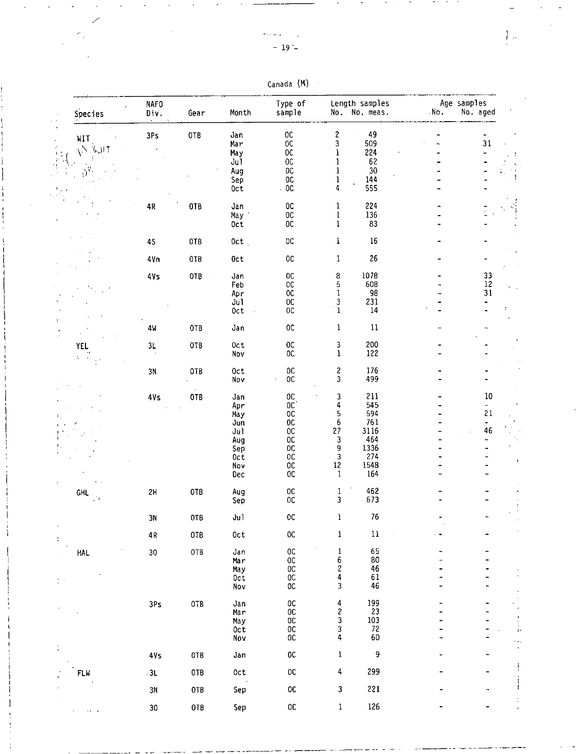Canada (M)

| Species | NAFO Div. | Gear | Month | Type of sample | Length samples No. | No. meas. | Age samples No. | No. aged |
|---|---|---|---|---|---|---|---|---|
| WIT | 3Ps | OTB | Jan | OC | 2 | 49 | - | - |
| | | | Mar | OC | 3 | 509 | - | 31 |
| | | | May | OC | 1 | 224 | - | - |
| | | | Jul | OC | 1 | 62 | - | - |
| | | | Aug | OC | 1 | 30 | - | - |
| | | | Sep | OC | 1 | 144 | - | - |
| | | | Oct | OC | 4 | 555 | - | - |
| | 4R | OTB | Jan | OC | 1 | 224 | - | - |
| | | | May | OC | 1 | 136 | - | - |
| | | | Oct | OC | 1 | 83 | - | - |
| | 4S | OTB | Oct | OC | 1 | 16 | - | - |
| | 4Vn | OTB | Oct | OC | 1 | 26 | - | - |
| | 4Vs | OTB | Jan | OC | 8 | 1078 | - | 33 |
| | | | Feb | OC | 5 | 608 | - | 12 |
| | | | Apr | OC | 1 | 98 | - | 31 |
| | | | Jul | OC | 3 | 231 | - | - |
| | | | Oct | OC | 1 | 14 | - | - |
| | 4W | OTB | Jan | OC | 1 | 11 | - | - |
| YEL | 3L | OTB | Oct | OC | 3 | 200 | - | - |
| | | | Nov | OC | 1 | 122 | - | - |
| | 3N | OTB | Oct | OC | 2 | 176 | - | - |
| | | | Nov | OC | 3 | 499 | - | - |
| | 4Vs | OTB | Jan | OC | 3 | 211 | - | 10 |
| | | | Apr | OC | 4 | 545 | - | - |
| | | | May | OC | 5 | 594 | - | 21 |
| | | | Jun | OC | 6 | 761 | - | - |
| | | | Jul | OC | 27 | 3116 | - | 46 |
| | | | Aug | OC | 3 | 464 | - | - |
| | | | Sep | OC | 9 | 1336 | - | - |
| | | | Oct | OC | 3 | 274 | - | - |
| | | | Nov | OC | 12 | 1548 | - | - |
| | | | Dec | OC | 1 | 164 | - | - |
| GHL | 2H | OTB | Aug | OC | 1 | 462 | - | - |
| | | | Sep | OC | 3 | 673 | - | - |
| | 3N | OTB | Jul | OC | 1 | 76 | - | - |
| | 4R | OTB | Oct | OC | 1 | 11 | - | - |
| HAL | 3O | OTB | Jan | OC | 1 | 65 | - | - |
| | | | Mar | OC | 6 | 80 | - | - |
| | | | May | OC | 2 | 46 | - | - |
| | | | Oct | OC | 4 | 61 | - | - |
| | | | Nov | OC | 3 | 46 | - | - |
| | 3Ps | OTB | Jan | OC | 4 | 199 | - | - |
| | | | Mar | OC | 2 | 23 | - | - |
| | | | May | OC | 3 | 103 | - | - |
| | | | Oct | OC | 3 | 72 | - | - |
| | | | Nov | OC | 4 | 60 | - | - |
| | 4Vs | OTB | Jan | OC | 1 | 9 | - | - |
| FLW | 3L | OTB | Oct | OC | 4 | 299 | - | - |
| | 3N | OTB | Sep | OC | 3 | 221 | - | - |
| | 3O | OTB | Sep | OC | 1 | 126 | - | - |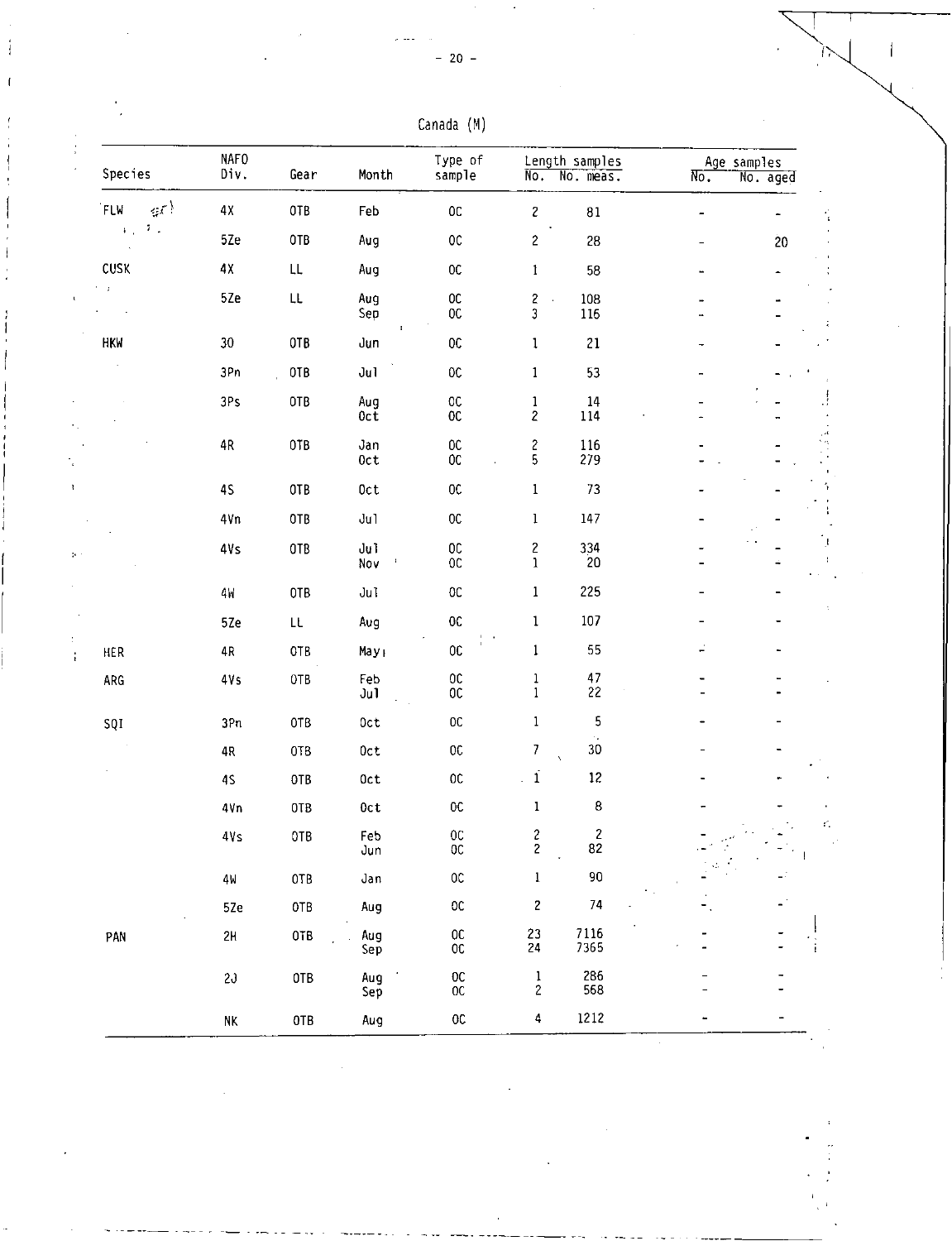Canada (M)

| Species | NAFO Div. | Gear | Month | Type of sample | Length samples | | Age samples | |
|---|---|---|---|---|---|---|---|---|
| | | | | | No. | No. meas. | No. | No. aged |
| FLW | 4X | OTB | Feb | OC | 2 | 81 | - | - |
| | 5Ze | OTB | Aug | OC | 2 | 28 | - | 20 |
| CUSK | 4X | LL | Aug | OC | 1 | 58 | - | - |
| | 5Ze | LL | Aug | OC | 2 | 108 | - | - |
| | | | Sep | OC | 3 | 116 | - | - |
| HKW | 30 | OTB | Jun | OC | 1 | 21 | - | - |
| | 3Pn | OTB | Jul | OC | 1 | 53 | - | - |
| | 3Ps | OTB | Aug | OC | 1 | 14 | - | - |
| | | | Oct | OC | 2 | 114 | - | - |
| | 4R | OTB | Jan | OC | 2 | 116 | - | - |
| | | | Oct | OC | 5 | 279 | - | - |
| | 4S | OTB | Oct | OC | 1 | 73 | - | - |
| | 4Vn | OTB | Jul | OC | 1 | 147 | - | - |
| | 4Vs | OTB | Jul | OC | 2 | 334 | - | - |
| | | | Nov | OC | 1 | 20 | - | - |
| | 4W | OTB | Jul | OC | 1 | 225 | - | - |
| | 5Ze | LL | Aug | OC | 1 | 107 | - | - |
| HER | 4R | OTB | May | OC | 1 | 55 | - | - |
| ARG | 4Vs | OTB | Feb | OC | 1 | 47 | - | - |
| | | | Jul | OC | 1 | 22 | - | - |
| SQI | 3Pn | OTB | Oct | OC | 1 | 5 | - | - |
| | 4R | OTB | Oct | OC | 7 | 30 | - | - |
| | 4S | OTB | Oct | OC | 1 | 12 | - | - |
| | 4Vn | OTB | Oct | OC | 1 | 8 | - | - |
| | 4Vs | OTB | Feb | OC | 2 | 2 | - | - |
| | | | Jun | OC | 2 | 82 | - | - |
| | 4W | OTB | Jan | OC | 1 | 90 | - | - |
| | 5Ze | OTB | Aug | OC | 2 | 74 | - | - |
| PAN | 2H | OTB | Aug | OC | 23 | 7116 | - | - |
| | | | Sep | OC | 24 | 7365 | - | - |
| | 2J | OTB | Aug | OC | 1 | 286 | - | - |
| | | | Sep | OC | 2 | 568 | - | - |
| | NK | OTB | Aug | OC | 4 | 1212 | - | - |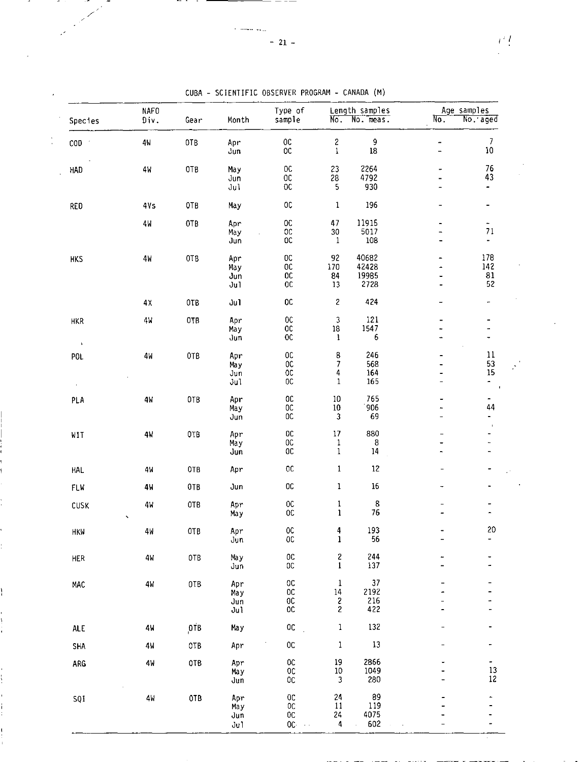CUBA - SCIENTIFIC OBSERVER PROGRAM - CANADA (M)

| Species | NAFO Div. | Gear | Month | Type of sample | Length samples No. | Length samples No. meas. | Age samples No. | Age samples No. aged |
|---|---|---|---|---|---|---|---|---|
| COD | 4W | OTB | Apr | OC | 2 | 9 | - | 7 |
| | | | Jun | OC | 1 | 18 | - | 10 |
| HAD | 4W | OTB | May | OC | 23 | 2264 | - | 76 |
| | | | Jun | OC | 28 | 4792 | - | 43 |
| | | | Jul | OC | 5 | 930 | - | - |
| RED | 4Vs | OTB | May | OC | 1 | 196 | - | - |
| | 4W | OTB | Apr | OC | 47 | 11915 | - | - |
| | | | May | OC | 30 | 5017 | - | 71 |
| | | | Jun | OC | 1 | 108 | - | - |
| HKS | 4W | OTB | Apr | OC | 92 | 40682 | - | 178 |
| | | | May | OC | 170 | 42428 | - | 142 |
| | | | Jun | OC | 84 | 19985 | - | 81 |
| | | | Jul | OC | 13 | 2728 | - | 52 |
| | 4X | OTB | Jul | OC | 2 | 424 | - | - |
| HKR | 4W | OTB | Apr | OC | 3 | 121 | - | - |
| | | | May | OC | 18 | 1547 | - | - |
| | | | Jun | OC | 1 | 6 | - | - |
| POL | 4W | OTB | Apr | OC | 8 | 246 | - | 11 |
| | | | May | OC | 7 | 568 | - | 53 |
| | | | Jun | OC | 4 | 164 | - | 15 |
| | | | Jul | OC | 1 | 165 | - | - |
| PLA | 4W | OTB | Apr | OC | 10 | 765 | - | - |
| | | | May | OC | 10 | 906 | - | 44 |
| | | | Jun | OC | 3 | 69 | - | - |
| WIT | 4W | OTB | Apr | OC | 17 | 880 | - | - |
| | | | May | OC | 1 | 8 | - | - |
| | | | Jun | OC | 1 | 14 | - | - |
| HAL | 4W | OTB | Apr | OC | 1 | 12 | - | - |
| FLW | 4W | OTB | Jun | OC | 1 | 16 | - | - |
| CUSK | 4W | OTB | Apr | OC | 1 | 8 | - | - |
| | | | May | OC | 1 | 76 | - | - |
| HKW | 4W | OTB | Apr | OC | 4 | 193 | - | 20 |
| | | | Jun | OC | 1 | 56 | - | - |
| HER | 4W | OTB | May | OC | 2 | 244 | - | - |
| | | | Jun | OC | 1 | 137 | - | - |
| MAC | 4W | OTB | Apr | OC | 1 | 37 | - | - |
| | | | May | OC | 14 | 2192 | - | - |
| | | | Jun | OC | 2 | 216 | - | - |
| | | | Jul | OC | 2 | 422 | - | - |
| ALE | 4W | OTB | May | OC | 1 | 132 | - | - |
| SHA | 4W | OTB | Apr | OC | 1 | 13 | - | - |
| ARG | 4W | OTB | Apr | OC | 19 | 2866 | - | - |
| | | | May | OC | 10 | 1049 | - | 13 |
| | | | Jun | OC | 3 | 280 | - | 12 |
| SQI | 4W | OTB | Apr | OC | 24 | 89 | - | - |
| | | | May | OC | 11 | 119 | - | - |
| | | | Jun | OC | 24 | 4075 | - | - |
| | | | Jul | OC | 4 | 602 | - | - |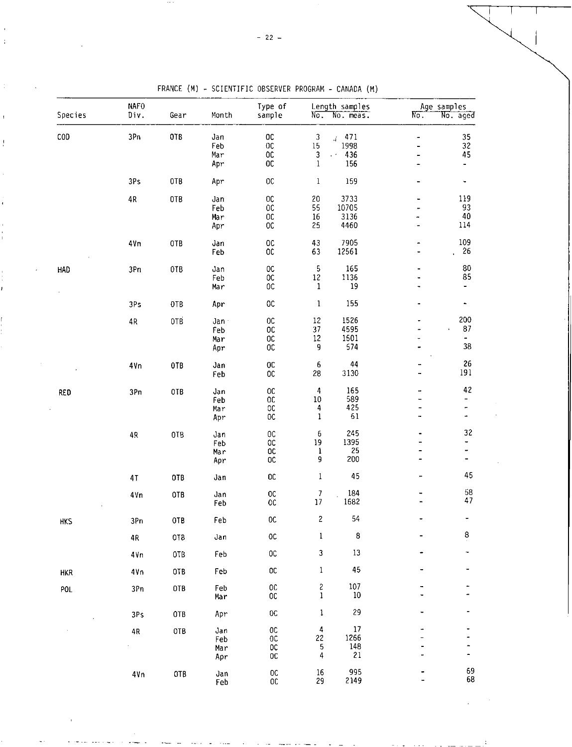FRANCE (M) - SCIENTIFIC OBSERVER PROGRAM - CANADA (M)

| Species | NAFO Div. | Gear | Month | Type of sample | Length samples | | Age samples | |
|---|---|---|---|---|---|---|---|---|
| | | | | | No. | No. meas. | No. | No. aged |
| COD | 3Pn | OTB | Jan | OC | 3 | 471 | - | 35 |
| | | | Feb | OC | 15 | 1998 | - | 32 |
| | | | Mar | OC | 3 | 436 | - | 45 |
| | | | Apr | OC | 1 | 156 | - | - |
| | 3Ps | OTB | Apr | OC | 1 | 159 | - | - |
| | 4R | OTB | Jan | OC | 20 | 3733 | - | 119 |
| | | | Feb | OC | 55 | 10705 | - | 93 |
| | | | Mar | OC | 16 | 3136 | - | 40 |
| | | | Apr | OC | 25 | 4460 | - | 114 |
| | 4Vn | OTB | Jan | OC | 43 | 7905 | - | 109 |
| | | | Feb | OC | 63 | 12561 | - | 26 |
| HAD | 3Pn | OTB | Jan | OC | 5 | 165 | - | 80 |
| | | | Feb | OC | 12 | 1136 | - | 85 |
| | | | Mar | OC | 1 | 19 | - | - |
| | 3Ps | OTB | Apr | OC | 1 | 155 | - | - |
| | 4R | OTB | Jan | OC | 12 | 1526 | - | 200 |
| | | | Feb | OC | 37 | 4595 | - | 87 |
| | | | Mar | OC | 12 | 1501 | - | - |
| | | | Apr | OC | 9 | 574 | - | 38 |
| | 4Vn | OTB | Jan | OC | 6 | 44 | - | 26 |
| | | | Feb | OC | 28 | 3130 | - | 191 |
| RED | 3Pn | OTB | Jan | OC | 4 | 165 | - | 42 |
| | | | Feb | OC | 10 | 589 | - | - |
| | | | Mar | OC | 4 | 425 | - | - |
| | | | Apr | OC | 1 | 61 | - | - |
| | 4R | OTB | Jan | OC | 6 | 245 | - | 32 |
| | | | Feb | OC | 19 | 1395 | - | - |
| | | | Mar | OC | 1 | 25 | - | - |
| | | | Apr | OC | 9 | 200 | - | - |
| | 4T | OTB | Jan | OC | 1 | 45 | - | 45 |
| | 4Vn | OTB | Jan | OC | 7 | 184 | - | 58 |
| | | | Feb | OC | 17 | 1682 | - | 47 |
| HKS | 3Pn | OTB | Feb | OC | 2 | 54 | - | - |
| | 4R | OTB | Jan | OC | 1 | 8 | - | 8 |
| | 4Vn | OTB | Feb | OC | 3 | 13 | - | - |
| HKR | 4Vn | OTB | Feb | OC | 1 | 45 | - | - |
| POL | 3Pn | OTB | Feb | OC | 2 | 107 | - | - |
| | | | Mar | OC | 1 | 10 | - | - |
| | 3Ps | OTB | Apr | OC | 1 | 29 | - | - |
| | 4R | OTB | Jan | OC | 4 | 17 | - | - |
| | | | Feb | OC | 22 | 1266 | - | - |
| | | | Mar | OC | 5 | 148 | - | - |
| | | | Apr | OC | 4 | 21 | - | - |
| | 4Vn | OTB | Jan | OC | 16 | 995 | - | 69 |
| | | | Feb | OC | 29 | 2149 | - | 68 |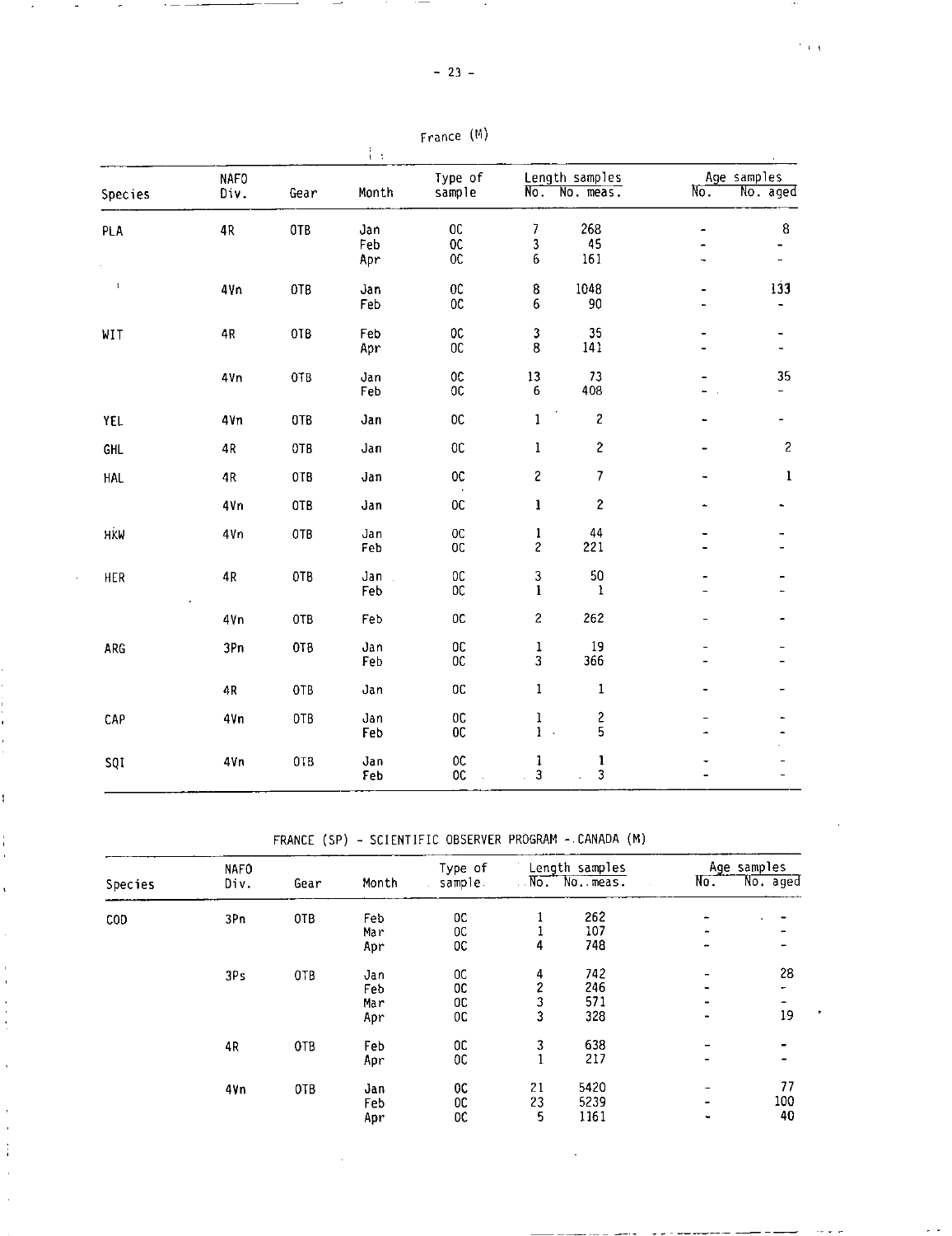France (M)

| Species | NAFO Div. | Gear | Month | Type of sample | Length samples No. | Length samples No. meas. | Age samples No. | Age samples No. aged |
|---|---|---|---|---|---|---|---|---|
| PLA | 4R | OTB | Jan | OC | 7 | 268 | - | 8 |
| | | | Feb | OC | 3 | 45 | - | - |
| | | | Apr | OC | 6 | 161 | - | - |
| | 4Vn | OTB | Jan | OC | 8 | 1048 | - | 133 |
| | | | Feb | OC | 6 | 90 | - | - |
| WIT | 4R | OTB | Feb | OC | 3 | 35 | - | - |
| | | | Apr | OC | 8 | 141 | - | - |
| | 4Vn | OTB | Jan | OC | 13 | 73 | - | 35 |
| | | | Feb | OC | 6 | 408 | - | - |
| YEL | 4Vn | OTB | Jan | OC | 1 | 2 | - | - |
| GHL | 4R | OTB | Jan | OC | 1 | 2 | - | 2 |
| HAL | 4R | OTB | Jan | OC | 2 | 7 | - | 1 |
| | 4Vn | OTB | Jan | OC | 1 | 2 | - | - |
| HKW | 4Vn | OTB | Jan | OC | 1 | 44 | - | - |
| | | | Feb | OC | 2 | 221 | - | - |
| HER | 4R | OTB | Jan | OC | 3 | 50 | - | - |
| | | | Feb | OC | 1 | 1 | - | - |
| | 4Vn | OTB | Feb | OC | 2 | 262 | - | - |
| ARG | 3Pn | OTB | Jan | OC | 1 | 19 | - | - |
| | | | Feb | OC | 3 | 366 | - | - |
| | 4R | OTB | Jan | OC | 1 | 1 | - | - |
| CAP | 4Vn | OTB | Jan | OC | 1 | 2 | - | - |
| | | | Feb | OC | 1 | 5 | - | - |
| SQI | 4Vn | OTB | Jan | OC | 1 | 1 | - | - |
| | | | Feb | OC | 3 | 3 | - | - |

FRANCE (SP) - SCIENTIFIC OBSERVER PROGRAM - CANADA (M)

| Species | NAFO Div. | Gear | Month | Type of sample | Length samples No. | Length samples No. meas. | Age samples No. | Age samples No. aged |
|---|---|---|---|---|---|---|---|---|
| COD | 3Pn | OTB | Feb | OC | 1 | 262 | - | - |
| | | | Mar | OC | 1 | 107 | - | - |
| | | | Apr | OC | 4 | 748 | - | - |
| | 3Ps | OTB | Jan | OC | 4 | 742 | - | 28 |
| | | | Feb | OC | 2 | 246 | - | - |
| | | | Mar | OC | 3 | 571 | - | - |
| | | | Apr | OC | 3 | 328 | - | 19 |
| | 4R | OTB | Feb | OC | 3 | 638 | - | - |
| | | | Apr | OC | 1 | 217 | - | - |
| | 4Vn | OTB | Jan | OC | 21 | 5420 | - | 77 |
| | | | Feb | OC | 23 | 5239 | - | 100 |
| | | | Apr | OC | 5 | 1161 | - | 40 |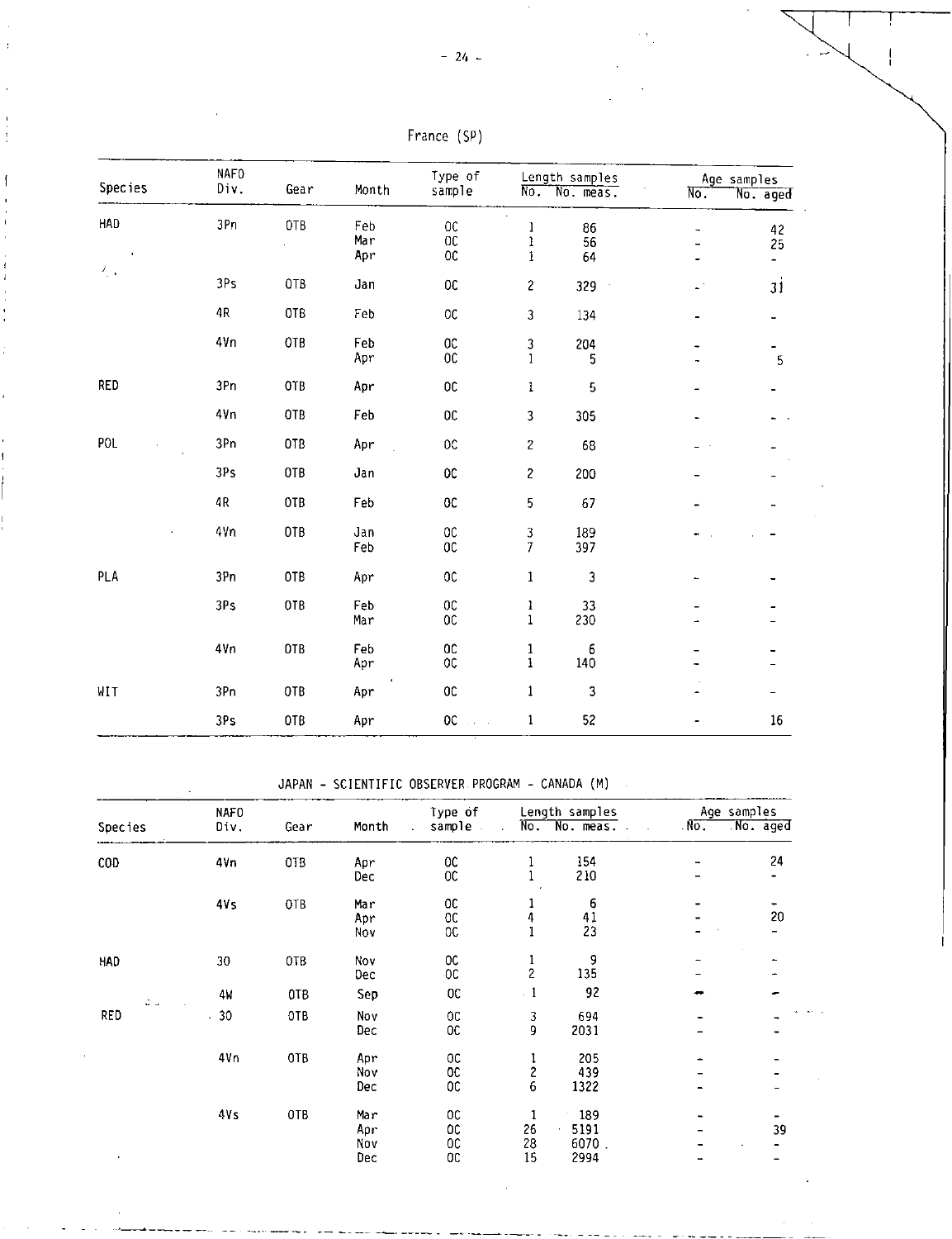France (SP)

| Species | NAFO Div. | Gear | Month | Type of sample | Length samples | | Age samples | |
|---|---|---|---|---|---|---|---|---|
| | | | | | No. | No. meas. | No. | No. aged |
| HAD | 3Pn | OTB | Feb | OC | 1 | 86 | - | 42 |
| | | | Mar | OC | 1 | 56 | - | 25 |
| | | | Apr | OC | 1 | 64 | - | - |
| | 3Ps | OTB | Jan | OC | 2 | 329 | - | 31 |
| | 4R | OTB | Feb | OC | 3 | 134 | - | - |
| | 4Vn | OTB | Feb | OC | 3 | 204 | - | - |
| | | | Apr | OC | 1 | 5 | - | 5 |
| RED | 3Pn | OTB | Apr | OC | 1 | 5 | - | - |
| | 4Vn | OTB | Feb | OC | 3 | 305 | - | - |
| POL | 3Pn | OTB | Apr | OC | 2 | 68 | - | - |
| | 3Ps | OTB | Jan | OC | 2 | 200 | - | - |
| | 4R | OTB | Feb | OC | 5 | 67 | - | - |
| | 4Vn | OTB | Jan | OC | 3 | 189 | - | - |
| | | | Feb | OC | 7 | 397 | | |
| PLA | 3Pn | OTB | Apr | OC | 1 | 3 | - | - |
| | 3Ps | OTB | Feb | OC | 1 | 33 | - | - |
| | | | Mar | OC | 1 | 230 | - | - |
| | 4Vn | OTB | Feb | OC | 1 | 6 | - | - |
| | | | Apr | OC | 1 | 140 | - | - |
| WIT | 3Pn | OTB | Apr | OC | 1 | 3 | - | - |
| | 3Ps | OTB | Apr | OC | 1 | 52 | - | 16 |

JAPAN - SCIENTIFIC OBSERVER PROGRAM - CANADA (M)

| Species | NAFO Div. | Gear | Month | Type of sample | Length samples | | Age samples | |
|---|---|---|---|---|---|---|---|---|
| | | | | | No. | No. meas. | No. | No. aged |
| COD | 4Vn | OTB | Apr | OC | 1 | 154 | - | 24 |
| | | | Dec | OC | 1 | 210 | - | - |
| | 4Vs | OTB | Mar | OC | 1 | 6 | - | - |
| | | | Apr | OC | 4 | 41 | - | 20 |
| | | | Nov | OC | 1 | 23 | - | - |
| HAD | 3O | OTB | Nov | OC | 1 | 9 | - | - |
| | | | Dec | OC | 2 | 135 | - | - |
| | 4W | OTB | Sep | OC | 1 | 92 | - | - |
| RED | 3O | OTB | Nov | OC | 3 | 694 | - | - |
| | | | Dec | OC | 9 | 2031 | - | - |
| | 4Vn | OTB | Apr | OC | 1 | 205 | - | - |
| | | | Nov | OC | 2 | 439 | - | - |
| | | | Dec | OC | 6 | 1322 | - | - |
| | 4Vs | OTB | Mar | OC | 1 | 189 | - | - |
| | | | Apr | OC | 26 | 5191 | - | 39 |
| | | | Nov | OC | 28 | 6070 | - | - |
| | | | Dec | OC | 15 | 2994 | - | - |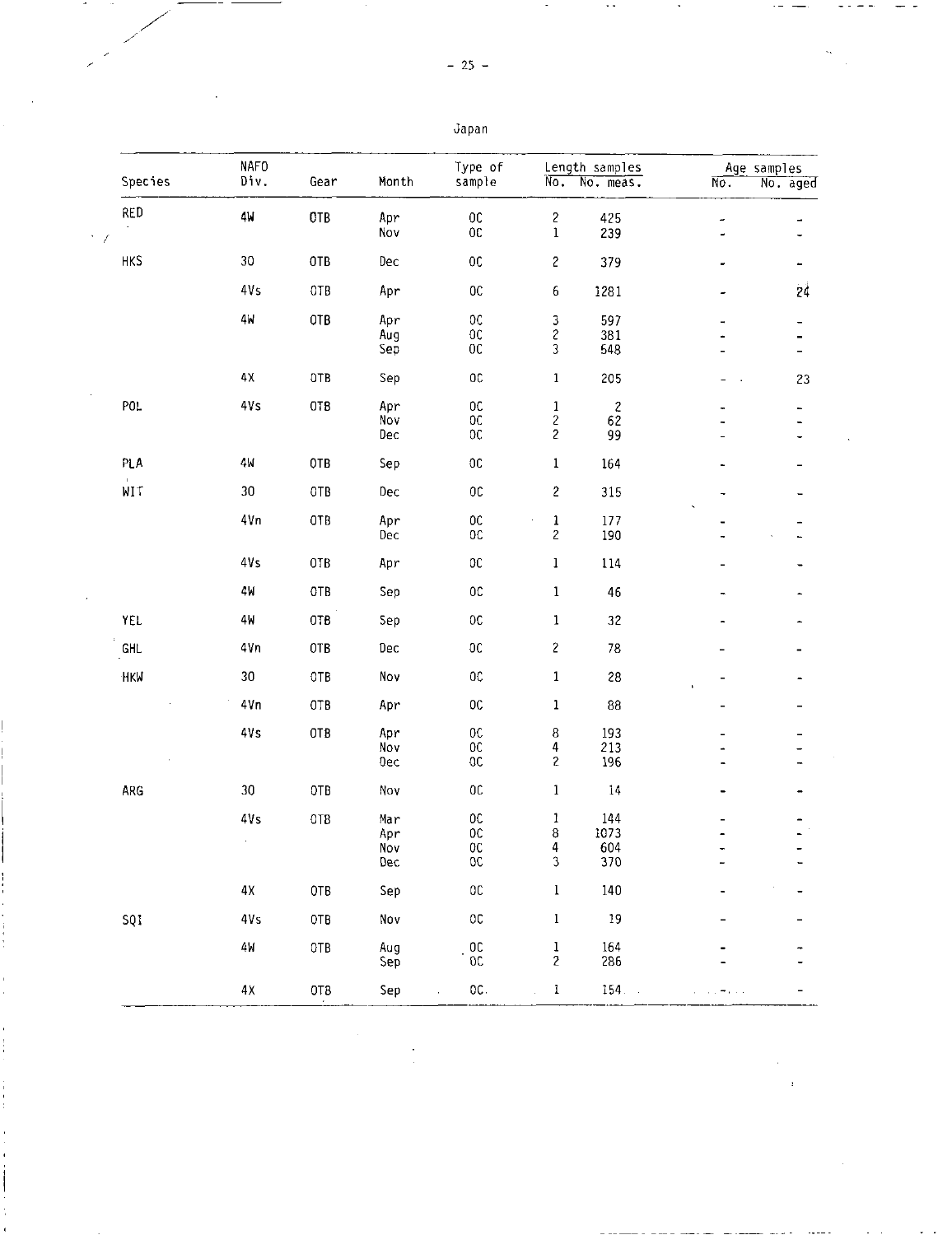Japan

| Species | NAFO Div. | Gear | Month | Type of sample | Length samples | | Age samples | |
|---|---|---|---|---|---|---|---|---|
| | | | | | No. | No. meas. | No. | No. aged |
| RED | 4W | OTB | Apr | OC | 2 | 425 | - | - |
| | | | Nov | OC | 1 | 239 | - | - |
| HKS | 3O | OTB | Dec | OC | 2 | 379 | - | - |
| | 4Vs | OTB | Apr | OC | 6 | 1281 | - | 24 |
| | 4W | OTB | Apr | OC | 3 | 597 | - | - |
| | | | Aug | OC | 2 | 381 | - | - |
| | | | Sep | OC | 3 | 548 | - | - |
| | 4X | OTB | Sep | OC | 1 | 205 | - | 23 |
| POL | 4Vs | OTB | Apr | OC | 1 | 2 | - | - |
| | | | Nov | OC | 2 | 62 | - | - |
| | | | Dec | OC | 2 | 99 | - | - |
| PLA | 4W | OTB | Sep | OC | 1 | 164 | - | - |
| WIT | 3O | OTB | Dec | OC | 2 | 315 | - | - |
| | 4Vn | OTB | Apr | OC | 1 | 177 | - | - |
| | | | Dec | OC | 2 | 190 | - | - |
| | 4Vs | OTB | Apr | OC | 1 | 114 | - | - |
| | 4W | OTB | Sep | OC | 1 | 46 | - | - |
| YEL | 4W | OTB | Sep | OC | 1 | 32 | - | - |
| GHL | 4Vn | OTB | Dec | OC | 2 | 78 | - | - |
| HKW | 3O | OTB | Nov | OC | 1 | 28 | - | - |
| | 4Vn | OTB | Apr | OC | 1 | 88 | - | - |
| | 4Vs | OTB | Apr | OC | 8 | 193 | - | - |
| | | | Nov | OC | 4 | 213 | - | - |
| | | | Dec | OC | 2 | 196 | - | - |
| ARG | 3O | OTB | Nov | OC | 1 | 14 | - | - |
| | 4Vs | OTB | Mar | OC | 1 | 144 | - | - |
| | | | Apr | OC | 8 | 1073 | - | - |
| | | | Nov | OC | 4 | 604 | - | - |
| | | | Dec | OC | 3 | 370 | - | - |
| | 4X | OTB | Sep | OC | 1 | 140 | - | - |
| SQI | 4Vs | OTB | Nov | OC | 1 | 19 | - | - |
| | 4W | OTB | Aug | OC | 1 | 164 | - | - |
| | | | Sep | OC | 2 | 286 | - | - |
| | 4X | OTB | Sep | OC | 1 | 154 | - | - |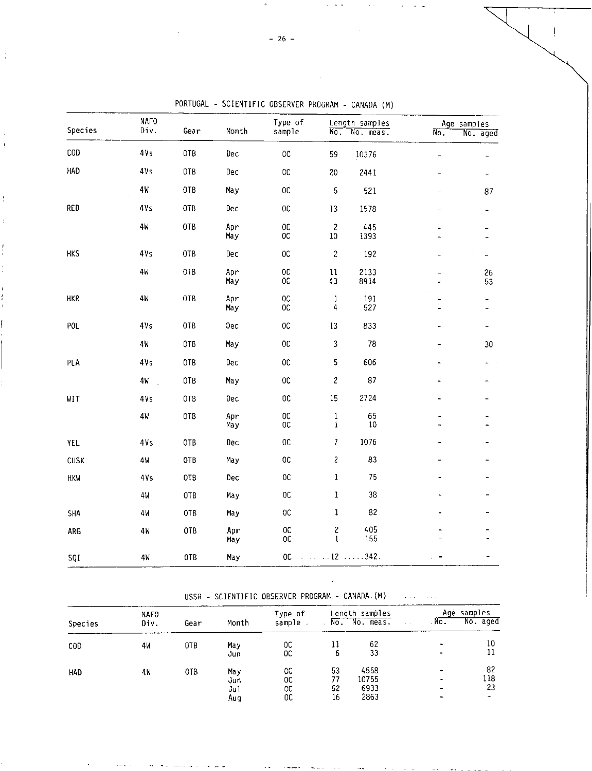PORTUGAL - SCIENTIFIC OBSERVER PROGRAM - CANADA (M)

| Species | NAFO Div. | Gear | Month | Type of sample | Length samples | | Age samples | |
|---|---|---|---|---|---|---|---|---|
| | | | | | No. | No. meas. | No. | No. aged |
| COD | 4Vs | OTB | Dec | OC | 59 | 10376 | - | - |
| HAD | 4Vs | OTB | Dec | OC | 20 | 2441 | - | - |
| | 4W | OTB | May | OC | 5 | 521 | - | 87 |
| RED | 4Vs | OTB | Dec | OC | 13 | 1578 | - | - |
| | 4W | OTB | Apr | OC | 2 | 445 | - | - |
| | | | May | OC | 10 | 1393 | - | - |
| HKS | 4Vs | OTB | Dec | OC | 2 | 192 | - | - |
| | 4W | OTB | Apr | OC | 11 | 2133 | - | 26 |
| | | | May | OC | 43 | 8914 | - | 53 |
| HKR | 4W | OTB | Apr | OC | 1 | 191 | - | - |
| | | | May | OC | 4 | 527 | - | - |
| POL | 4Vs | OTB | Dec | OC | 13 | 833 | - | - |
| | 4W | OTB | May | OC | 3 | 78 | - | 30 |
| PLA | 4Vs | OTB | Dec | OC | 5 | 606 | - | - |
| | 4W | OTB | May | OC | 2 | 87 | - | - |
| WIT | 4Vs | OTB | Dec | OC | 15 | 2724 | - | - |
| | 4W | OTB | Apr | OC | 1 | 65 | - | - |
| | | | May | OC | 1 | 10 | - | - |
| YEL | 4Vs | OTB | Dec | OC | 7 | 1076 | - | - |
| CUSK | 4W | OTB | May | OC | 2 | 83 | - | - |
| HKW | 4Vs | OTB | Dec | OC | 1 | 75 | - | - |
| | 4W | OTB | May | OC | 1 | 38 | - | - |
| SHA | 4W | OTB | May | OC | 1 | 82 | - | - |
| ARG | 4W | OTB | Apr | OC | 2 | 405 | - | - |
| | | | May | OC | 1 | 155 | - | - |
| SQI | 4W | OTB | May | OC | 12 | 342 | - | - |

USSR - SCIENTIFIC OBSERVER PROGRAM - CANADA (M)

| Species | NAFO Div. | Gear | Month | Type of sample | Length samples | | Age samples | |
|---|---|---|---|---|---|---|---|---|
| | | | | | No. | No. meas. | No. | No. aged |
| COD | 4W | OTB | May | OC | 11 | 62 | - | 10 |
| | | | Jun | OC | 6 | 33 | - | 11 |
| HAD | 4W | OTB | May | OC | 53 | 4558 | - | 82 |
| | | | Jun | OC | 77 | 10755 | - | 118 |
| | | | Jul | OC | 52 | 6933 | - | 23 |
| | | | Aug | OC | 16 | 2863 | - | - |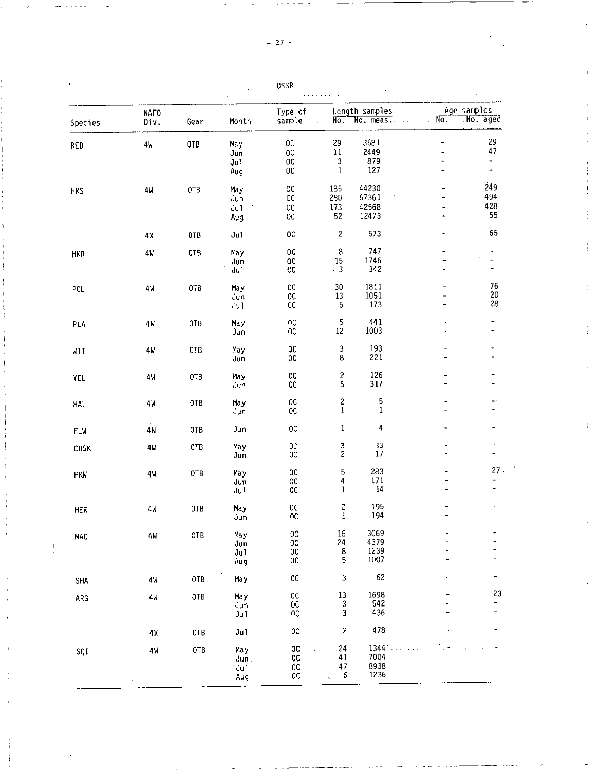USSR

| Species | NAFO Div. | Gear | Month | Type of sample | Length samples | | Age samples | |
|---|---|---|---|---|---|---|---|---|
| | | | | | No. | No. meas. | No. | No. aged |
| RED | 4W | OTB | May | OC | 29 | 3581 | - | 29 |
| | | | Jun | OC | 11 | 2449 | - | 47 |
| | | | Jul | OC | 3 | 879 | - | - |
| | | | Aug | OC | 1 | 127 | - | - |
| HKS | 4W | OTB | May | OC | 185 | 44230 | - | 249 |
| | | | Jun | OC | 280 | 67361 | - | 494 |
| | | | Jul | OC | 173 | 42568 | - | 428 |
| | | | Aug | OC | 52 | 12473 | - | 55 |
| | 4X | OTB | Jul | OC | 2 | 573 | - | 65 |
| HKR | 4W | OTB | May | OC | 8 | 747 | - | - |
| | | | Jun | OC | 15 | 1746 | - | - |
| | | | Jul | OC | 3 | 342 | - | - |
| POL | 4W | OTB | May | OC | 30 | 1811 | - | 76 |
| | | | Jun | OC | 13 | 1051 | - | 20 |
| | | | Jul | OC | 5 | 173 | - | 28 |
| PLA | 4W | OTB | May | OC | 5 | 441 | - | - |
| | | | Jun | OC | 12 | 1003 | - | - |
| WIT | 4W | OTB | May | OC | 3 | 193 | - | - |
| | | | Jun | OC | 8 | 221 | - | - |
| YEL | 4W | OTB | May | OC | 2 | 126 | - | - |
| | | | Jun | OC | 5 | 317 | - | - |
| HAL | 4W | OTB | May | OC | 2 | 5 | - | - |
| | | | Jun | OC | 1 | 1 | - | - |
| FLW | 4W | OTB | Jun | OC | 1 | 4 | - | - |
| CUSK | 4W | OTB | May | OC | 3 | 33 | - | - |
| | | | Jun | OC | 2 | 17 | - | - |
| HKW | 4W | OTB | May | OC | 5 | 283 | - | 27 |
| | | | Jun | OC | 4 | 171 | - | - |
| | | | Jul | OC | 1 | 14 | - | - |
| HER | 4W | OTB | May | OC | 2 | 195 | - | - |
| | | | Jun | OC | 1 | 194 | - | - |
| MAC | 4W | OTB | May | OC | 16 | 3069 | - | - |
| | | | Jun | OC | 24 | 4379 | - | - |
| | | | Jul | OC | 8 | 1239 | - | - |
| | | | Aug | OC | 5 | 1007 | - | - |
| SHA | 4W | OTB | May | OC | 3 | 62 | - | - |
| ARG | 4W | OTB | May | OC | 13 | 1698 | - | 23 |
| | | | Jun | OC | 3 | 542 | - | - |
| | | | Jul | OC | 3 | 436 | - | - |
| | 4X | OTB | Jul | OC | 2 | 478 | - | - |
| SQI | 4W | OTB | May | OC | 24 | 1344 | - | - |
| | | | Jun | OC | 41 | 7004 | | |
| | | | Jul | OC | 47 | 8938 | | |
| | | | Aug | OC | 6 | 1236 | | |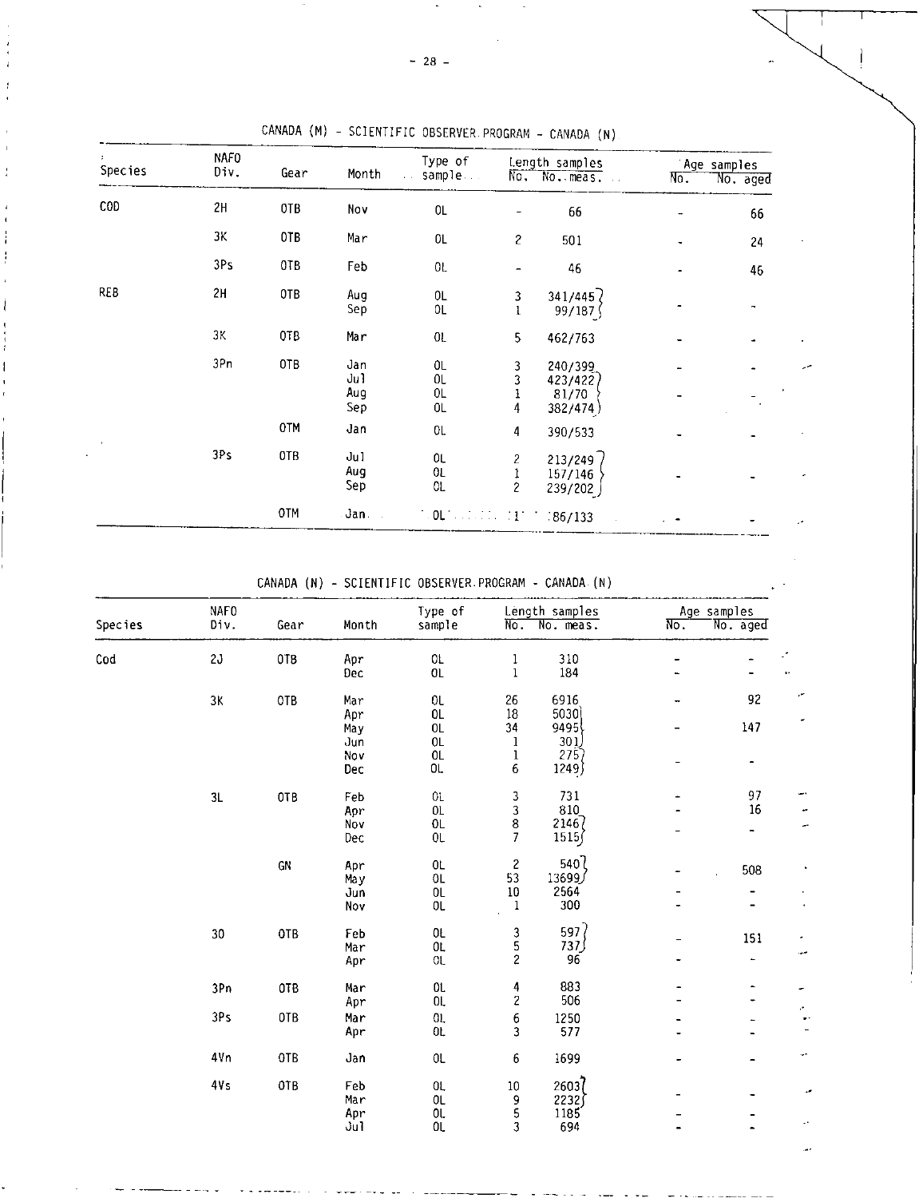CANADA (M) - SCIENTIFIC OBSERVER PROGRAM - CANADA (N)

| Species | NAFO Div. | Gear | Month | Type of sample | Length samples | | Age samples | |
|---|---|---|---|---|---|---|---|---|
| | | | | | No. | No. meas. | No. | No. aged |
| COD | 2H | OTB | Nov | OL | - | 66 | - | 66 |
| | 3K | OTB | Mar | OL | 2 | 501 | - | 24 |
| | 3Ps | OTB | Feb | OL | - | 46 | - | 46 |
| REB | 2H | OTB | Aug | OL | 3 | 341/445 | - | - |
| | | | Sep | OL | 1 | 99/187 | | |
| | 3K | OTB | Mar | OL | 5 | 462/763 | - | - |
| | 3Pn | OTB | Jan | OL | 3 | 240/399 | - | - |
| | | | Jul | OL | 3 | 423/422 | - | - |
| | | | Aug | OL | 1 | 81/70 | | |
| | | | Sep | OL | 4 | 382/474 | | |
| | | OTM | Jan | OL | 4 | 390/533 | - | - |
| | 3Ps | OTB | Jul | OL | 2 | 213/249 | - | - |
| | | | Aug | OL | 1 | 157/146 | | |
| | | | Sep | OL | 2 | 239/202 | | |
| | | OTM | Jan | OL | 1 | 186/133 | - | - |

CANADA (N) - SCIENTIFIC OBSERVER PROGRAM - CANADA (N)

| Species | NAFO Div. | Gear | Month | Type of sample | Length samples | | Age samples | |
|---|---|---|---|---|---|---|---|---|
| | | | | | No. | No. meas. | No. | No. aged |
| Cod | 2J | OTB | Apr | OL | 1 | 310 | - | - |
| | | | Dec | OL | 1 | 184 | - | - |
| | 3K | OTB | Mar | OL | 26 | 6916 | - | 92 |
| | | | Apr | OL | 18 | 5030 | - | 147 |
| | | | May | OL | 34 | 9495 | | |
| | | | Jun | OL | 1 | 301 | | |
| | | | Nov | OL | 1 | 275 | - | - |
| | | | Dec | OL | 6 | 1249 | | |
| | 3L | OTB | Feb | OL | 3 | 731 | - | 97 |
| | | | Apr | OL | 3 | 810 | - | 16 |
| | | | Nov | OL | 8 | 2146 | - | - |
| | | | Dec | OL | 7 | 1515 | | |
| | | GN | Apr | OL | 2 | 540 | - | 508 |
| | | | May | OL | 53 | 13699 | | |
| | | | Jun | OL | 10 | 2564 | - | - |
| | | | Nov | OL | 1 | 300 | - | - |
| | 3O | OTB | Feb | OL | 3 | 597 | - | 151 |
| | | | Mar | OL | 5 | 737 | | |
| | | | Apr | OL | 2 | 96 | - | - |
| | 3Pn | OTB | Mar | OL | 4 | 883 | - | - |
| | | | Apr | OL | 2 | 506 | - | - |
| | 3Ps | OTB | Mar | OL | 6 | 1250 | - | - |
| | | | Apr | OL | 3 | 577 | - | - |
| | 4Vn | OTB | Jan | OL | 6 | 1699 | - | - |
| | 4Vs | OTB | Feb | OL | 10 | 2603 | - | - |
| | | | Mar | OL | 9 | 2232 | | |
| | | | Apr | OL | 5 | 1185 | - | - |
| | | | Jul | OL | 3 | 694 | - | - |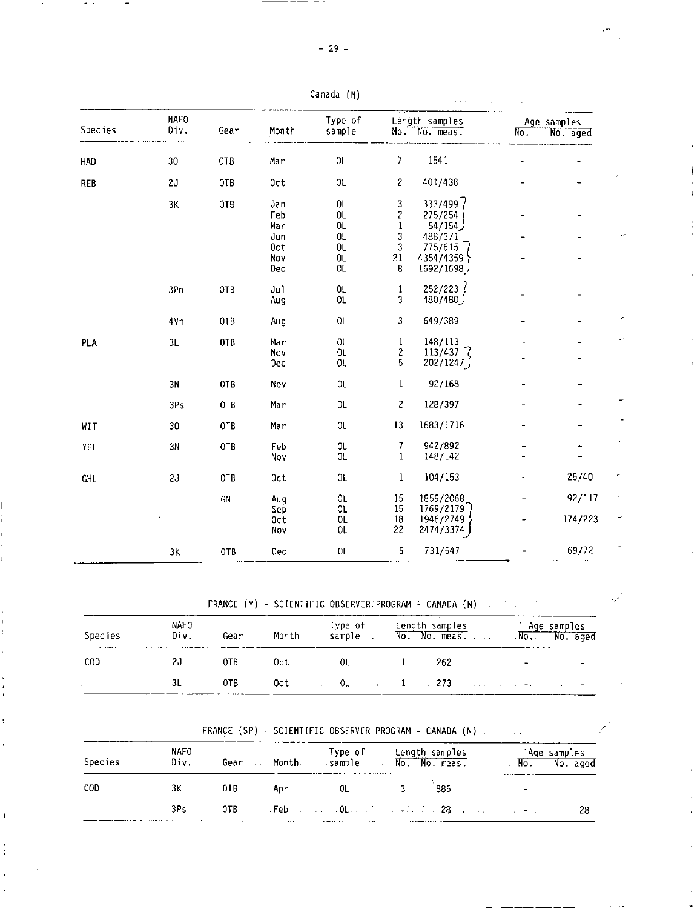Canada (N)

| Species | NAFO Div. | Gear | Month | Type of sample | Length samples | | Age samples | |
|---|---|---|---|---|---|---|---|---|
| | | | | | No. | No. meas. | No. | No. aged |
| HAD | 3O | OTB | Mar | OL | 7 | 1541 | - | - |
| REB | 2J | OTB | Oct | OL | 2 | 401/438 | - | - |
| | 3K | OTB | Jan | OL | 3 | 333/499 | | |
| | | | Feb | OL | 2 | 275/254 | - | - |
| | | | Mar | OL | 1 | 54/154 | | |
| | | | Jun | OL | 3 | 488/371 | - | - |
| | | | Oct | OL | 3 | 775/615 | | |
| | | | Nov | OL | 21 | 4354/4359 | - | - |
| | | | Dec | OL | 8 | 1692/1698 | | |
| | 3Pn | OTB | Jul | OL | 1 | 252/223 | - | - |
| | | | Aug | OL | 3 | 480/480 | | |
| | 4Vn | OTB | Aug | OL | 3 | 649/389 | - | - |
| PLA | 3L | OTB | Mar | OL | 1 | 148/113 | - | - |
| | | | Nov | OL | 2 | 113/437 | - | - |
| | | | Dec | OL | 5 | 202/1247 | | |
| | 3N | OTB | Nov | OL | 1 | 92/168 | - | - |
| | 3Ps | OTB | Mar | OL | 2 | 128/397 | - | - |
| WIT | 3O | OTB | Mar | OL | 13 | 1683/1716 | - | - |
| YEL | 3N | OTB | Feb | OL | 7 | 942/892 | - | - |
| | | | Nov | OL | 1 | 148/142 | - | - |
| GHL | 2J | OTB | Oct | OL | 1 | 104/153 | - | 25/40 |
| | | GN | Aug | OL | 15 | 1859/2068 | - | 92/117 |
| | | | Sep | OL | 15 | 1769/2179 | | |
| | | | Oct | OL | 18 | 1946/2749 | - | 174/223 |
| | | | Nov | OL | 22 | 2474/3374 | | |
| | 3K | OTB | Dec | OL | 5 | 731/547 | - | 69/72 |

FRANCE (M) - SCIENTIFIC OBSERVER PROGRAM - CANADA (N)

| Species | NAFO Div. | Gear | Month | Type of sample | Length samples | | Age samples | |
|---|---|---|---|---|---|---|---|---|
| | | | | | No. | No. meas. | No. | No. aged |
| COD | 2J | OTB | Oct | OL | 1 | 262 | - | - |
| | 3L | OTB | Oct | OL | 1 | 273 | - | - |

FRANCE (SP) - SCIENTIFIC OBSERVER PROGRAM - CANADA (N)

| Species | NAFO Div. | Gear | Month | Type of sample | Length samples | | Age samples | |
|---|---|---|---|---|---|---|---|---|
| | | | | | No. | No. meas. | No. | No. aged |
| COD | 3K | OTB | Apr | OL | 3 | 886 | - | - |
| | 3Ps | OTB | Feb | OL | - | 28 | - | 28 |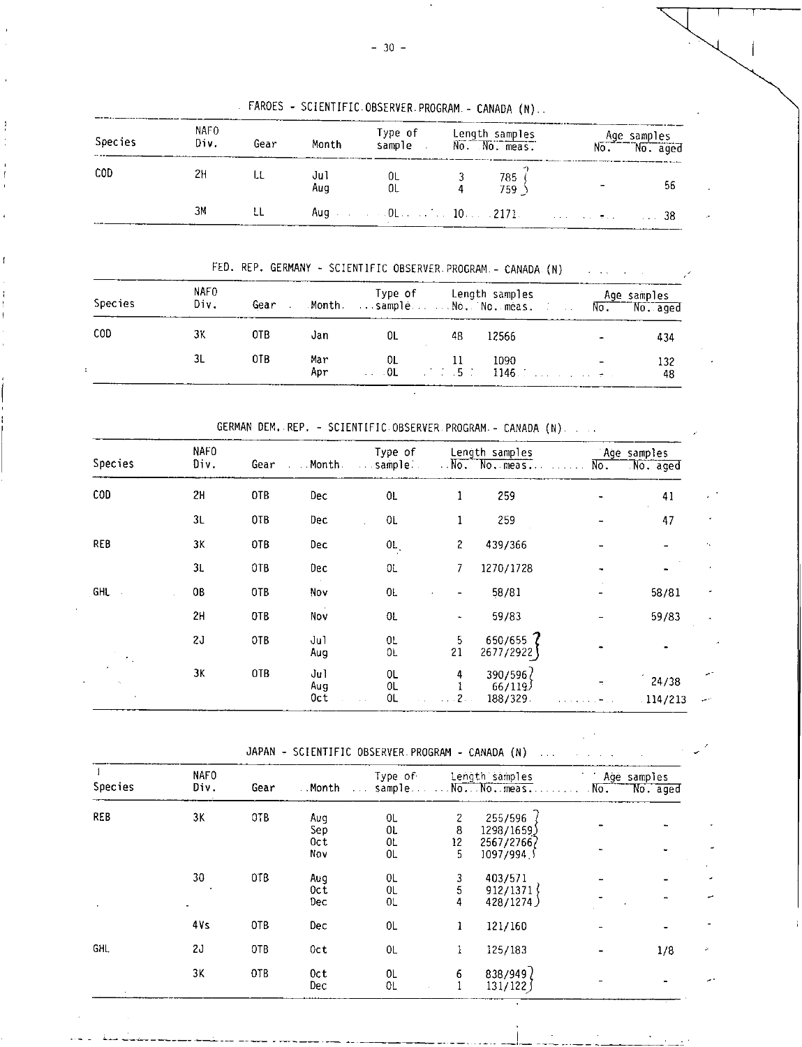FAROES - SCIENTIFIC OBSERVER PROGRAM - CANADA (N)

| Species | NAFO Div. | Gear | Month | Type of sample | Length samples No. | Length samples No. meas. | Age samples No. | Age samples No. aged |
|---|---|---|---|---|---|---|---|---|
| COD | 2H | LL | Jul | OL | 3 | 785 | - | 56 |
| | | | Aug | OL | 4 | 759 | | |
| | 3M | LL | Aug | OL | 10 | 2171 | - | 38 |

FED. REP. GERMANY - SCIENTIFIC OBSERVER PROGRAM - CANADA (N)

| Species | NAFO Div. | Gear | Month | Type of sample | Length samples No. | Length samples No. meas. | Age samples No. | Age samples No. aged |
|---|---|---|---|---|---|---|---|---|
| COD | 3K | OTB | Jan | OL | 48 | 12566 | - | 434 |
| | 3L | OTB | Mar | OL | 11 | 1090 | - | 132 |
| | | | Apr | OL | 5 | 1146 | - | 48 |

GERMAN DEM. REP. - SCIENTIFIC OBSERVER PROGRAM - CANADA (N)

| Species | NAFO Div. | Gear | Month | Type of sample | Length samples No. | Length samples No. meas. | Age samples No. | Age samples No. aged |
|---|---|---|---|---|---|---|---|---|
| COD | 2H | OTB | Dec | OL | 1 | 259 | - | 41 |
| | 3L | OTB | Dec | OL | 1 | 259 | - | 47 |
| REB | 3K | OTB | Dec | OL | 2 | 439/366 | - | - |
| | 3L | OTB | Dec | OL | 7 | 1270/1728 | - | - |
| GHL | 0B | OTB | Nov | OL | - | 58/81 | - | 58/81 |
| | 2H | OTB | Nov | OL | - | 59/83 | - | 59/83 |
| | 2J | OTB | Jul | OL | 5 | 650/655 | - | - |
| | | | Aug | OL | 21 | 2677/2922 | | |
| | 3K | OTB | Jul | OL | 4 | 390/596 | - | 24/38 |
| | | | Aug | OL | 1 | 66/119 | | |
| | | | Oct | OL | 2 | 188/329 | - | 114/213 |

JAPAN - SCIENTIFIC OBSERVER PROGRAM - CANADA (N)

| Species | NAFO Div. | Gear | Month | Type of sample | Length samples No. | Length samples No. meas. | Age samples No. | Age samples No. aged |
|---|---|---|---|---|---|---|---|---|
| REB | 3K | OTB | Aug | OL | 2 | 255/596 | - | - |
| | | | Sep | OL | 8 | 1298/1659 | | |
| | | | Oct | OL | 12 | 2567/2766 | - | - |
| | | | Nov | OL | 5 | 1097/994 | | |
| | 30 | OTB | Aug | OL | 3 | 403/571 | - | - |
| | | | Oct | OL | 5 | 912/1371 | - | - |
| | | | Dec | OL | 4 | 428/1274 | | |
| | 4Vs | OTB | Dec | OL | 1 | 121/160 | - | - |
| GHL | 2J | OTB | Oct | OL | 1 | 125/183 | - | 1/8 |
| | 3K | OTB | Oct | OL | 6 | 838/949 | - | - |
| | | | Dec | OL | 1 | 131/122 | | |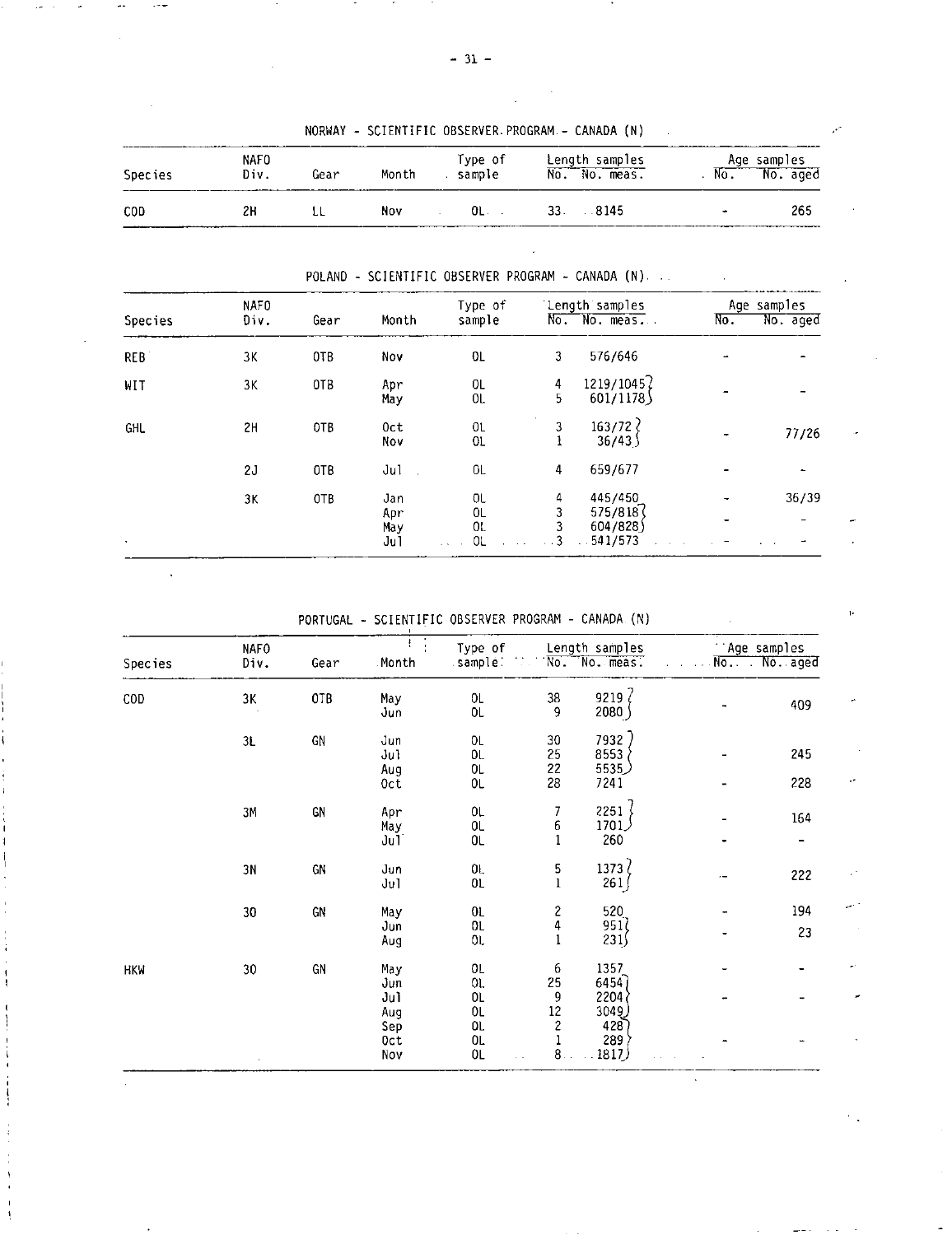NORWAY - SCIENTIFIC OBSERVER PROGRAM - CANADA (N)

| Species | NAFO Div. | Gear | Month | Type of sample | Length samples No. | Length samples No. meas. | Age samples No. | Age samples No. aged |
|---|---|---|---|---|---|---|---|---|
| COD | 2H | LL | Nov | OL | 33 | 8145 | - | 265 |

POLAND - SCIENTIFIC OBSERVER PROGRAM - CANADA (N)

| Species | NAFO Div. | Gear | Month | Type of sample | Length samples No. | Length samples No. meas. | Age samples No. | Age samples No. aged |
|---|---|---|---|---|---|---|---|---|
| REB | 3K | OTB | Nov | OL | 3 | 576/646 | - | - |
| WIT | 3K | OTB | Apr | OL | 4 | 1219/1045 | - | - |
| | | | May | OL | 5 | 601/1178 | | |
| GHL | 2H | OTB | Oct | OL | 3 | 163/72 | - | 77/26 |
| | | | Nov | OL | 1 | 36/43 | | |
| | 2J | OTB | Jul | OL | 4 | 659/677 | - | - |
| | 3K | OTB | Jan | OL | 4 | 445/450 | - | 36/39 |
| | | | Apr | OL | 3 | 575/818 | - | - |
| | | | May | OL | 3 | 604/828 | | |
| | | | Jul | OL | 3 | 541/573 | - | - |

PORTUGAL - SCIENTIFIC OBSERVER PROGRAM - CANADA (N)

| Species | NAFO Div. | Gear | Month | Type of sample | Length samples No. | Length samples No. meas. | Age samples No. | Age samples No. aged |
|---|---|---|---|---|---|---|---|---|
| COD | 3K | OTB | May | OL | 38 | 9219 | - | 409 |
| | | | Jun | OL | 9 | 2080 | | |
| | 3L | GN | Jun | OL | 30 | 7932 | - | 245 |
| | | | Jul | OL | 25 | 8553 | | |
| | | | Aug | OL | 22 | 5535 | | |
| | | | Oct | OL | 28 | 7241 | - | 228 |
| | 3M | GN | Apr | OL | 7 | 2251 | - | 164 |
| | | | May | OL | 6 | 1701 | | |
| | | | Jul | OL | 1 | 260 | - | - |
| | 3N | GN | Jun | OL | 5 | 1373 | - | 222 |
| | | | Jul | OL | 1 | 261 | | |
| | 3O | GN | May | OL | 2 | 520 | - | 194 |
| | | | Jun | OL | 4 | 951 | - | 23 |
| | | | Aug | OL | 1 | 231 | | |
| HKW | 3O | GN | May | OL | 6 | 1357 | - | - |
| | | | Jun | OL | 25 | 6454 | - | - |
| | | | Jul | OL | 9 | 2204 | | |
| | | | Aug | OL | 12 | 3049 | | |
| | | | Sep | OL | 2 | 428 | - | - |
| | | | Oct | OL | 1 | 289 | | |
| | | | Nov | OL | 8 | 1817 | | |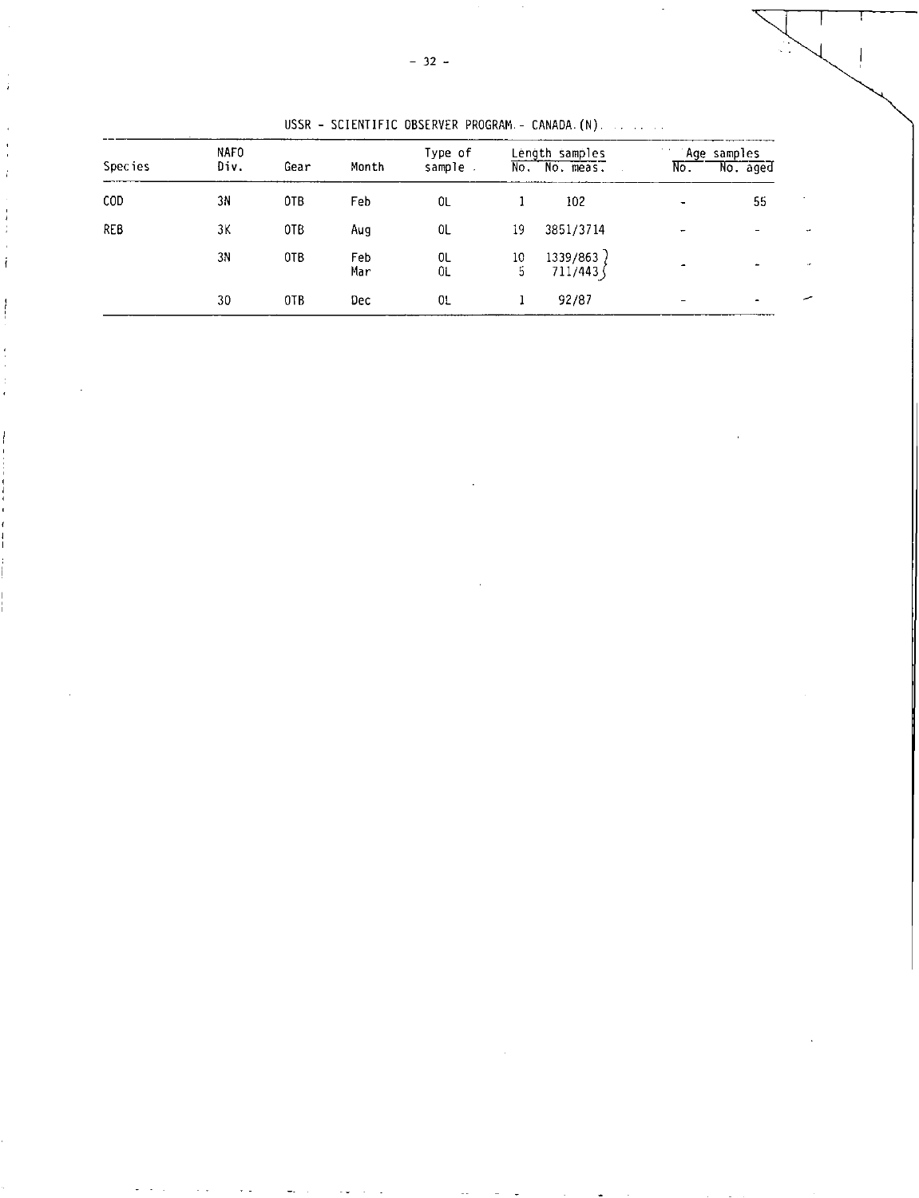USSR - SCIENTIFIC OBSERVER PROGRAM. - CANADA.(N).

| Species | NAFO Div. | Gear | Month | Type of sample | Length samples | | Age samples | |
|---|---|---|---|---|---|---|---|---|
| | | | | | No. | No. meas. | No. | No. aged |
| COD | 3N | OTB | Feb | OL | 1 | 102 | - | 55 |
| REB | 3K | OTB | Aug | OL | 19 | 3851/3714 | - | - |
| | 3N | OTB | Feb | OL | 10 | 1339/863 | - | - |
| | | | Mar | OL | 5 | 711/443 | | |
| | 3O | OTB | Dec | OL | 1 | 92/87 | - | - |